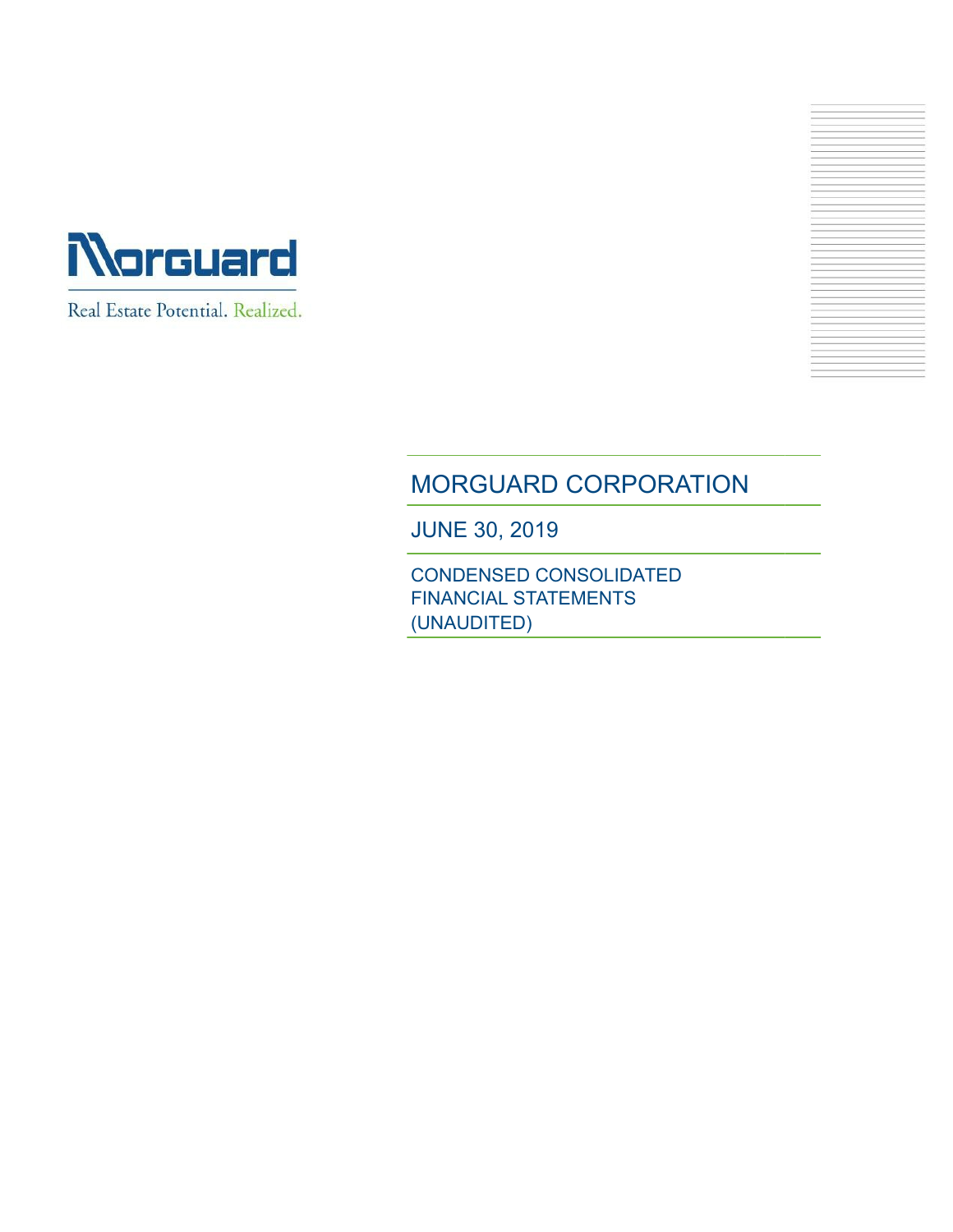Morguard

Real Estate Potential. Realized.

# MORGUARD CORPORATION

## JUNE 30, 2019

### CONDENSED CONSOLIDATED FINANCIAL STATEMENTS (UNAUDITED)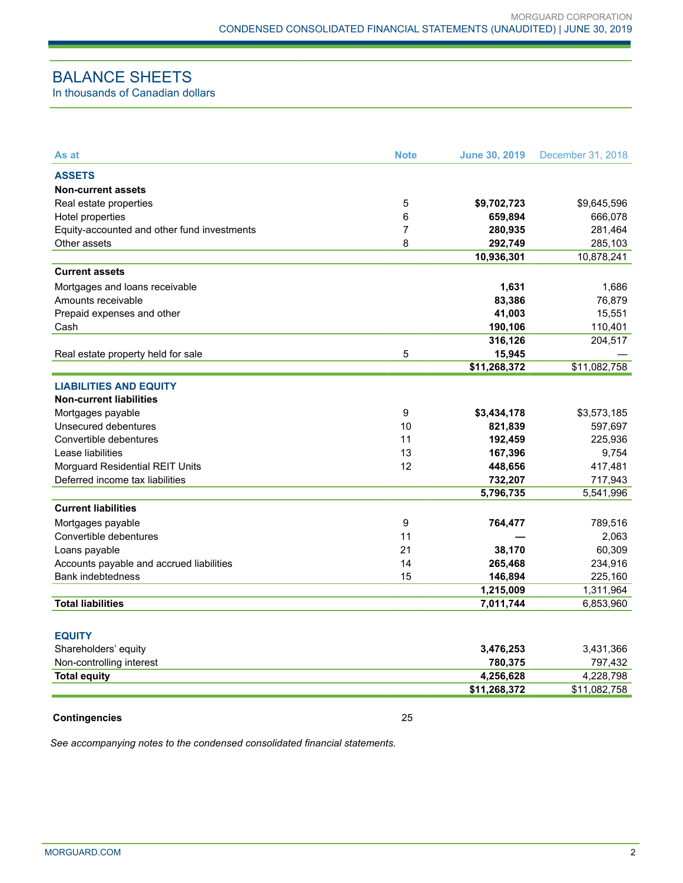# BALANCE SHEETS

In thousands of Canadian dollars

| As at | Note | June 30, 2019 | December 31, 2018 |
|---|---|---|---|
| **ASSETS** | | | |
| **Non-current assets** | | | |
| Real estate properties | 5 | **$9,702,723** | $9,645,596 |
| Hotel properties | 6 | **659,894** | 666,078 |
| Equity-accounted and other fund investments | 7 | **280,935** | 281,464 |
| Other assets | 8 | **292,749** | 285,103 |
| | | **10,936,301** | 10,878,241 |
| **Current assets** | | | |
| Mortgages and loans receivable | | **1,631** | 1,686 |
| Amounts receivable | | **83,386** | 76,879 |
| Prepaid expenses and other | | **41,003** | 15,551 |
| Cash | | **190,106** | 110,401 |
| | | **316,126** | 204,517 |
| Real estate property held for sale | 5 | **15,945** | — |
| | | **$11,268,372** | $11,082,758 |
| **LIABILITIES AND EQUITY** | | | |
| **Non-current liabilities** | | | |
| Mortgages payable | 9 | **$3,434,178** | $3,573,185 |
| Unsecured debentures | 10 | **821,839** | 597,697 |
| Convertible debentures | 11 | **192,459** | 225,936 |
| Lease liabilities | 13 | **167,396** | 9,754 |
| Morguard Residential REIT Units | 12 | **448,656** | 417,481 |
| Deferred income tax liabilities | | **732,207** | 717,943 |
| | | **5,796,735** | 5,541,996 |
| **Current liabilities** | | | |
| Mortgages payable | 9 | **764,477** | 789,516 |
| Convertible debentures | 11 | **—** | 2,063 |
| Loans payable | 21 | **38,170** | 60,309 |
| Accounts payable and accrued liabilities | 14 | **265,468** | 234,916 |
| Bank indebtedness | 15 | **146,894** | 225,160 |
| | | **1,215,009** | 1,311,964 |
| **Total liabilities** | | **7,011,744** | 6,853,960 |
| **EQUITY** | | | |
| Shareholders' equity | | **3,476,253** | 3,431,366 |
| Non-controlling interest | | **780,375** | 797,432 |
| **Total equity** | | **4,256,628** | 4,228,798 |
| | | **$11,268,372** | $11,082,758 |
| **Contingencies** | 25 | | |

*See accompanying notes to the condensed consolidated financial statements.*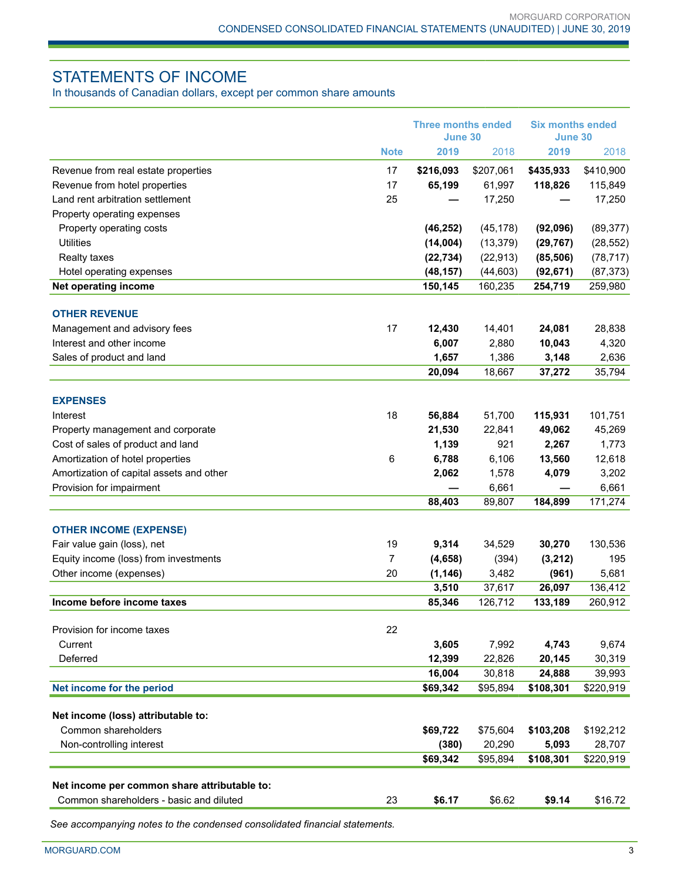## STATEMENTS OF INCOME

In thousands of Canadian dollars, except per common share amounts

| | Note | Three months ended June 30 | | Six months ended June 30 | |
|---|---|---|---|---|---|
| | | **2019** | 2018 | **2019** | 2018 |
| Revenue from real estate properties | 17 | **$216,093** | $207,061 | **$435,933** | $410,900 |
| Revenue from hotel properties | 17 | **65,199** | 61,997 | **118,826** | 115,849 |
| Land rent arbitration settlement | 25 | **—** | 17,250 | **—** | 17,250 |
| Property operating expenses | | | | | |
| Property operating costs | | **(46,252)** | (45,178) | **(92,096)** | (89,377) |
| Utilities | | **(14,004)** | (13,379) | **(29,767)** | (28,552) |
| Realty taxes | | **(22,734)** | (22,913) | **(85,506)** | (78,717) |
| Hotel operating expenses | | **(48,157)** | (44,603) | **(92,671)** | (87,373) |
| **Net operating income** | | **150,145** | 160,235 | **254,719** | 259,980 |
| | | | | | |
| **OTHER REVENUE** | | | | | |
| Management and advisory fees | 17 | **12,430** | 14,401 | **24,081** | 28,838 |
| Interest and other income | | **6,007** | 2,880 | **10,043** | 4,320 |
| Sales of product and land | | **1,657** | 1,386 | **3,148** | 2,636 |
| | | **20,094** | 18,667 | **37,272** | 35,794 |
| | | | | | |
| **EXPENSES** | | | | | |
| Interest | 18 | **56,884** | 51,700 | **115,931** | 101,751 |
| Property management and corporate | | **21,530** | 22,841 | **49,062** | 45,269 |
| Cost of sales of product and land | | **1,139** | 921 | **2,267** | 1,773 |
| Amortization of hotel properties | 6 | **6,788** | 6,106 | **13,560** | 12,618 |
| Amortization of capital assets and other | | **2,062** | 1,578 | **4,079** | 3,202 |
| Provision for impairment | | **—** | 6,661 | **—** | 6,661 |
| | | **88,403** | 89,807 | **184,899** | 171,274 |
| | | | | | |
| **OTHER INCOME (EXPENSE)** | | | | | |
| Fair value gain (loss), net | 19 | **9,314** | 34,529 | **30,270** | 130,536 |
| Equity income (loss) from investments | 7 | **(4,658)** | (394) | **(3,212)** | 195 |
| Other income (expenses) | 20 | **(1,146)** | 3,482 | **(961)** | 5,681 |
| | | **3,510** | 37,617 | **26,097** | 136,412 |
| **Income before income taxes** | | **85,346** | 126,712 | **133,189** | 260,912 |
| | | | | | |
| Provision for income taxes | 22 | | | | |
| Current | | **3,605** | 7,992 | **4,743** | 9,674 |
| Deferred | | **12,399** | 22,826 | **20,145** | 30,319 |
| | | **16,004** | 30,818 | **24,888** | 39,993 |
| **Net income for the period** | | **$69,342** | $95,894 | **$108,301** | $220,919 |
| | | | | | |
| **Net income (loss) attributable to:** | | | | | |
| Common shareholders | | **$69,722** | $75,604 | **$103,208** | $192,212 |
| Non-controlling interest | | **(380)** | 20,290 | **5,093** | 28,707 |
| | | **$69,342** | $95,894 | **$108,301** | $220,919 |
| | | | | | |
| **Net income per common share attributable to:** | | | | | |
| Common shareholders - basic and diluted | 23 | **$6.17** | $6.62 | **$9.14** | $16.72 |

*See accompanying notes to the condensed consolidated financial statements.*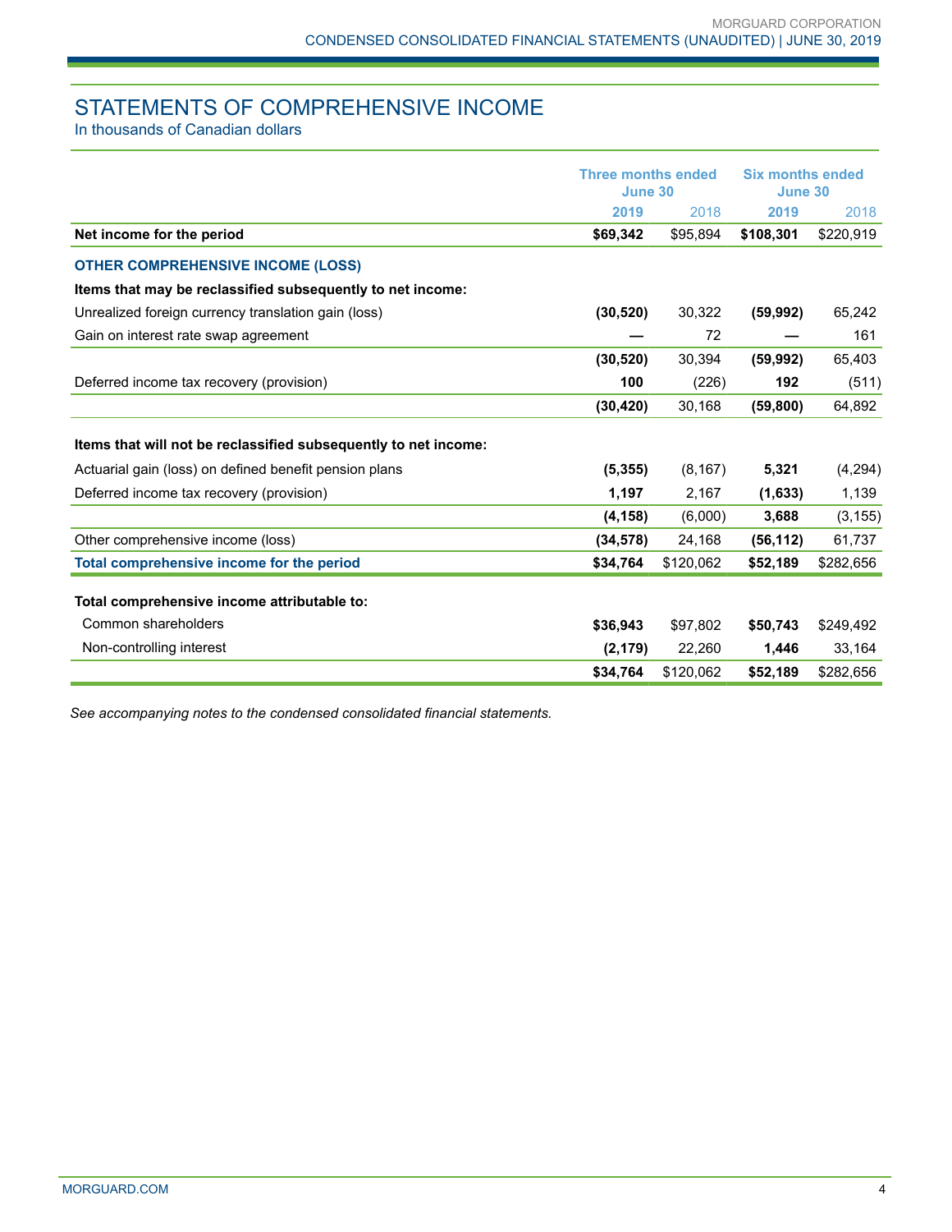# STATEMENTS OF COMPREHENSIVE INCOME

In thousands of Canadian dollars

| | Three months ended June 30 | | Six months ended June 30 | |
|---|---|---|---|---|
| | **2019** | 2018 | **2019** | 2018 |
| **Net income for the period** | **$69,342** | $95,894 | **$108,301** | $220,919 |
| **OTHER COMPREHENSIVE INCOME (LOSS)** | | | | |
| **Items that may be reclassified subsequently to net income:** | | | | |
| Unrealized foreign currency translation gain (loss) | **(30,520)** | 30,322 | **(59,992)** | 65,242 |
| Gain on interest rate swap agreement | **—** | 72 | **—** | 161 |
| | **(30,520)** | 30,394 | **(59,992)** | 65,403 |
| Deferred income tax recovery (provision) | **100** | (226) | **192** | (511) |
| | **(30,420)** | 30,168 | **(59,800)** | 64,892 |
| **Items that will not be reclassified subsequently to net income:** | | | | |
| Actuarial gain (loss) on defined benefit pension plans | **(5,355)** | (8,167) | **5,321** | (4,294) |
| Deferred income tax recovery (provision) | **1,197** | 2,167 | **(1,633)** | 1,139 |
| | **(4,158)** | (6,000) | **3,688** | (3,155) |
| Other comprehensive income (loss) | **(34,578)** | 24,168 | **(56,112)** | 61,737 |
| **Total comprehensive income for the period** | **$34,764** | $120,062 | **$52,189** | $282,656 |
| **Total comprehensive income attributable to:** | | | | |
| Common shareholders | **$36,943** | $97,802 | **$50,743** | $249,492 |
| Non-controlling interest | **(2,179)** | 22,260 | **1,446** | 33,164 |
| | **$34,764** | $120,062 | **$52,189** | $282,656 |

*See accompanying notes to the condensed consolidated financial statements.*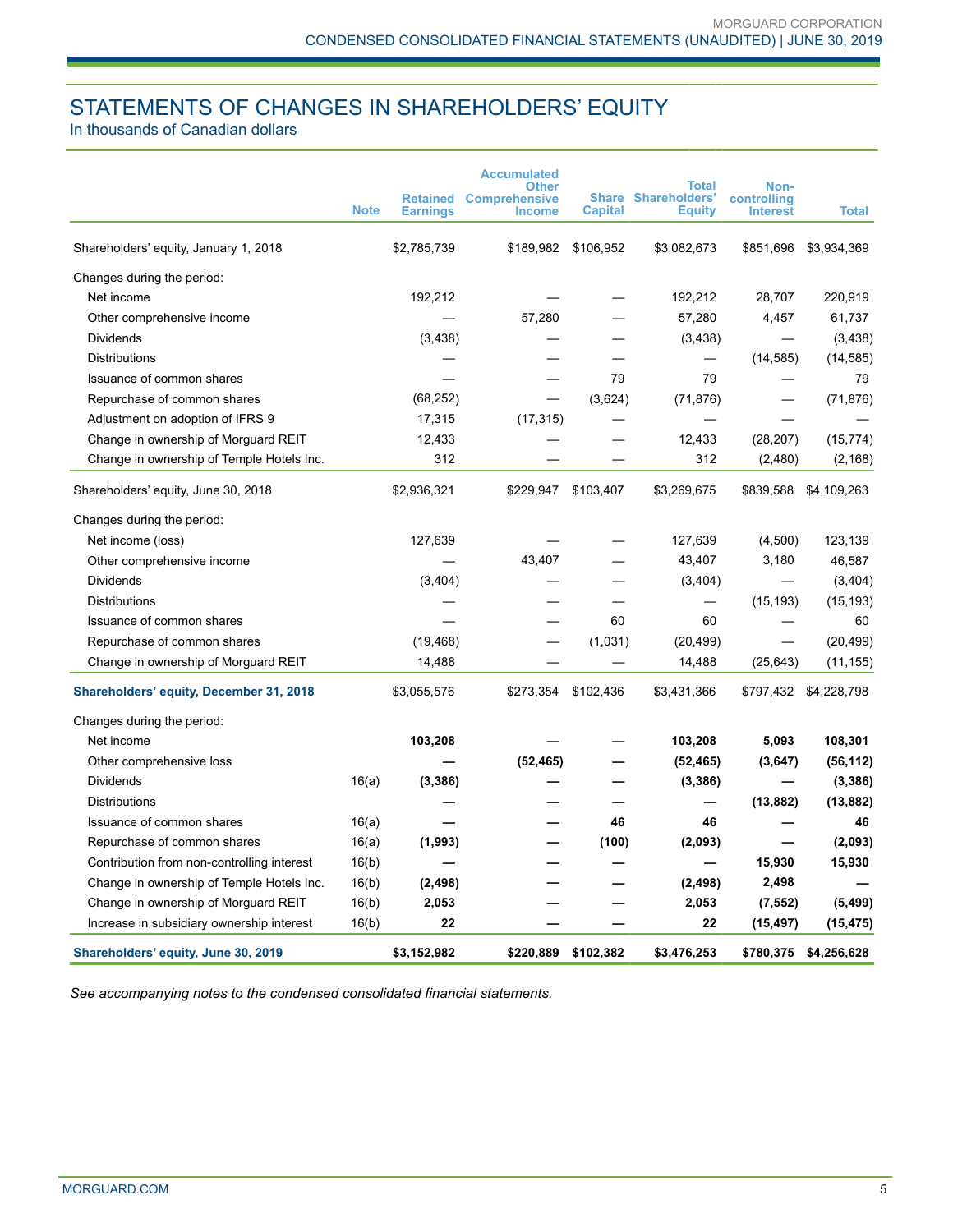# STATEMENTS OF CHANGES IN SHAREHOLDERS' EQUITY

In thousands of Canadian dollars

| | Note | Retained Earnings | Accumulated Other Comprehensive Income | Share Capital | Total Shareholders' Equity | Non-controlling Interest | Total |
|---|---|---|---|---|---|---|---|
| Shareholders' equity, January 1, 2018 | | $2,785,739 | $189,982 | $106,952 | $3,082,673 | $851,696 | $3,934,369 |
| Changes during the period: | | | | | | | |
| Net income | | 192,212 | — | — | 192,212 | 28,707 | 220,919 |
| Other comprehensive income | | — | 57,280 | — | 57,280 | 4,457 | 61,737 |
| Dividends | | (3,438) | — | — | (3,438) | — | (3,438) |
| Distributions | | — | — | — | — | (14,585) | (14,585) |
| Issuance of common shares | | — | — | 79 | 79 | — | 79 |
| Repurchase of common shares | | (68,252) | — | (3,624) | (71,876) | — | (71,876) |
| Adjustment on adoption of IFRS 9 | | 17,315 | (17,315) | — | — | — | — |
| Change in ownership of Morguard REIT | | 12,433 | — | — | 12,433 | (28,207) | (15,774) |
| Change in ownership of Temple Hotels Inc. | | 312 | — | — | 312 | (2,480) | (2,168) |
| Shareholders' equity, June 30, 2018 | | $2,936,321 | $229,947 | $103,407 | $3,269,675 | $839,588 | $4,109,263 |
| Changes during the period: | | | | | | | |
| Net income (loss) | | 127,639 | — | — | 127,639 | (4,500) | 123,139 |
| Other comprehensive income | | — | 43,407 | — | 43,407 | 3,180 | 46,587 |
| Dividends | | (3,404) | — | — | (3,404) | — | (3,404) |
| Distributions | | — | — | — | — | (15,193) | (15,193) |
| Issuance of common shares | | — | — | 60 | 60 | — | 60 |
| Repurchase of common shares | | (19,468) | — | (1,031) | (20,499) | — | (20,499) |
| Change in ownership of Morguard REIT | | 14,488 | — | — | 14,488 | (25,643) | (11,155) |
| **Shareholders' equity, December 31, 2018** | | $3,055,576 | $273,354 | $102,436 | $3,431,366 | $797,432 | $4,228,798 |
| Changes during the period: | | | | | | | |
| Net income | | **103,208** | **—** | **—** | **103,208** | **5,093** | **108,301** |
| Other comprehensive loss | | **—** | **(52,465)** | **—** | **(52,465)** | **(3,647)** | **(56,112)** |
| Dividends | 16(a) | **(3,386)** | **—** | **—** | **(3,386)** | **—** | **(3,386)** |
| Distributions | | **—** | **—** | **—** | **—** | **(13,882)** | **(13,882)** |
| Issuance of common shares | 16(a) | **—** | **—** | **46** | **46** | **—** | **46** |
| Repurchase of common shares | 16(a) | **(1,993)** | **—** | **(100)** | **(2,093)** | **—** | **(2,093)** |
| Contribution from non-controlling interest | 16(b) | **—** | **—** | **—** | **—** | **15,930** | **15,930** |
| Change in ownership of Temple Hotels Inc. | 16(b) | **(2,498)** | **—** | **—** | **(2,498)** | **2,498** | **—** |
| Change in ownership of Morguard REIT | 16(b) | **2,053** | **—** | **—** | **2,053** | **(7,552)** | **(5,499)** |
| Increase in subsidiary ownership interest | 16(b) | **22** | **—** | **—** | **22** | **(15,497)** | **(15,475)** |
| **Shareholders' equity, June 30, 2019** | | **$3,152,982** | **$220,889** | **$102,382** | **$3,476,253** | **$780,375** | **$4,256,628** |

*See accompanying notes to the condensed consolidated financial statements.*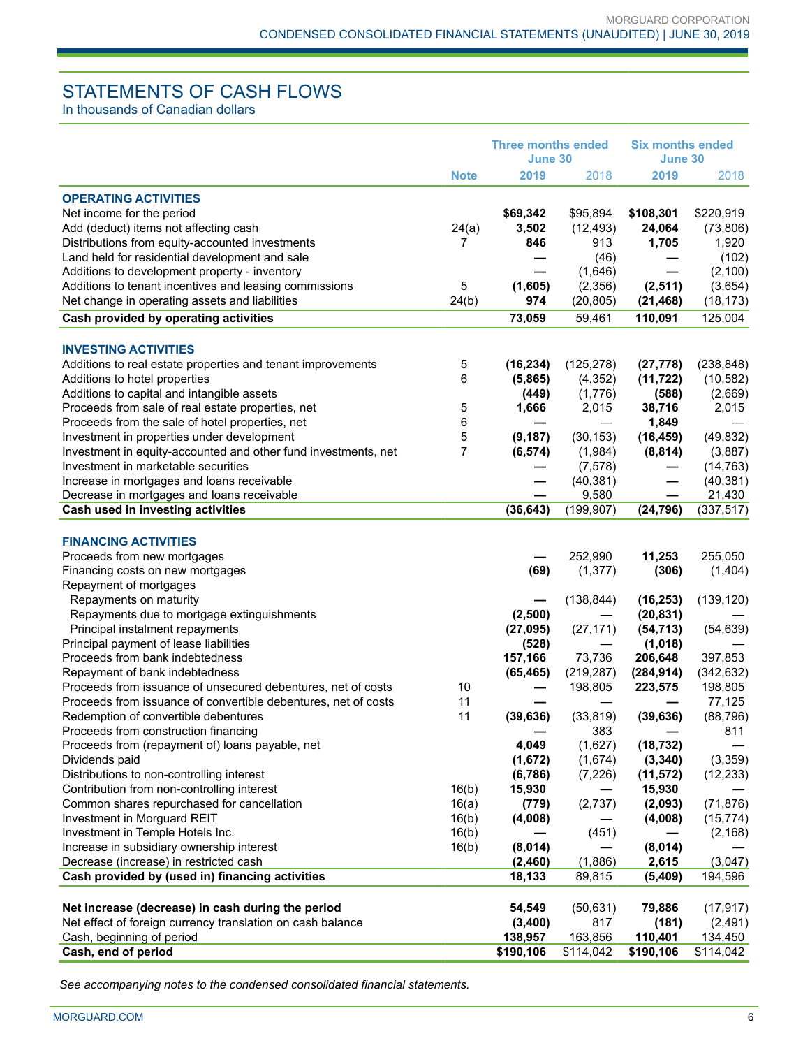# STATEMENTS OF CASH FLOWS

In thousands of Canadian dollars

| | Note | Three months ended June 30 | | Six months ended June 30 | |
|---|---|---|---|---|---|
| | | **2019** | 2018 | **2019** | 2018 |
| **OPERATING ACTIVITIES** | | | | | |
| Net income for the period | | **$69,342** | $95,894 | **$108,301** | $220,919 |
| Add (deduct) items not affecting cash | 24(a) | **3,502** | (12,493) | **24,064** | (73,806) |
| Distributions from equity-accounted investments | 7 | **846** | 913 | **1,705** | 1,920 |
| Land held for residential development and sale | | **—** | (46) | **—** | (102) |
| Additions to development property - inventory | | **—** | (1,646) | **—** | (2,100) |
| Additions to tenant incentives and leasing commissions | 5 | **(1,605)** | (2,356) | **(2,511)** | (3,654) |
| Net change in operating assets and liabilities | 24(b) | **974** | (20,805) | **(21,468)** | (18,173) |
| **Cash provided by operating activities** | | **73,059** | 59,461 | **110,091** | 125,004 |
| **INVESTING ACTIVITIES** | | | | | |
| Additions to real estate properties and tenant improvements | 5 | **(16,234)** | (125,278) | **(27,778)** | (238,848) |
| Additions to hotel properties | 6 | **(5,865)** | (4,352) | **(11,722)** | (10,582) |
| Additions to capital and intangible assets | | **(449)** | (1,776) | **(588)** | (2,669) |
| Proceeds from sale of real estate properties, net | 5 | **1,666** | 2,015 | **38,716** | 2,015 |
| Proceeds from the sale of hotel properties, net | 6 | **—** | — | **1,849** | — |
| Investment in properties under development | 5 | **(9,187)** | (30,153) | **(16,459)** | (49,832) |
| Investment in equity-accounted and other fund investments, net | 7 | **(6,574)** | (1,984) | **(8,814)** | (3,887) |
| Investment in marketable securities | | **—** | (7,578) | **—** | (14,763) |
| Increase in mortgages and loans receivable | | **—** | (40,381) | **—** | (40,381) |
| Decrease in mortgages and loans receivable | | **—** | 9,580 | **—** | 21,430 |
| **Cash used in investing activities** | | **(36,643)** | (199,907) | **(24,796)** | (337,517) |
| **FINANCING ACTIVITIES** | | | | | |
| Proceeds from new mortgages | | **—** | 252,990 | **11,253** | 255,050 |
| Financing costs on new mortgages | | **(69)** | (1,377) | **(306)** | (1,404) |
| Repayment of mortgages | | | | | |
| Repayments on maturity | | **—** | (138,844) | **(16,253)** | (139,120) |
| Repayments due to mortgage extinguishments | | **(2,500)** | — | **(20,831)** | — |
| Principal instalment repayments | | **(27,095)** | (27,171) | **(54,713)** | (54,639) |
| Principal payment of lease liabilities | | **(528)** | — | **(1,018)** | — |
| Proceeds from bank indebtedness | | **157,166** | 73,736 | **206,648** | 397,853 |
| Repayment of bank indebtedness | | **(65,465)** | (219,287) | **(284,914)** | (342,632) |
| Proceeds from issuance of unsecured debentures, net of costs | 10 | **—** | 198,805 | **223,575** | 198,805 |
| Proceeds from issuance of convertible debentures, net of costs | 11 | **—** | — | **—** | 77,125 |
| Redemption of convertible debentures | 11 | **(39,636)** | (33,819) | **(39,636)** | (88,796) |
| Proceeds from construction financing | | **—** | 383 | **—** | 811 |
| Proceeds from (repayment of) loans payable, net | | **4,049** | (1,627) | **(18,732)** | — |
| Dividends paid | | **(1,672)** | (1,674) | **(3,340)** | (3,359) |
| Distributions to non-controlling interest | | **(6,786)** | (7,226) | **(11,572)** | (12,233) |
| Contribution from non-controlling interest | 16(b) | **15,930** | — | **15,930** | — |
| Common shares repurchased for cancellation | 16(a) | **(779)** | (2,737) | **(2,093)** | (71,876) |
| Investment in Morguard REIT | 16(b) | **(4,008)** | — | **(4,008)** | (15,774) |
| Investment in Temple Hotels Inc. | 16(b) | **—** | (451) | **—** | (2,168) |
| Increase in subsidiary ownership interest | 16(b) | **(8,014)** | — | **(8,014)** | — |
| Decrease (increase) in restricted cash | | **(2,460)** | (1,886) | **2,615** | (3,047) |
| **Cash provided by (used in) financing activities** | | **18,133** | 89,815 | **(5,409)** | 194,596 |
| **Net increase (decrease) in cash during the period** | | **54,549** | (50,631) | **79,886** | (17,917) |
| Net effect of foreign currency translation on cash balance | | **(3,400)** | 817 | **(181)** | (2,491) |
| Cash, beginning of period | | **138,957** | 163,856 | **110,401** | 134,450 |
| **Cash, end of period** | | **$190,106** | $114,042 | **$190,106** | $114,042 |

*See accompanying notes to the condensed consolidated financial statements.*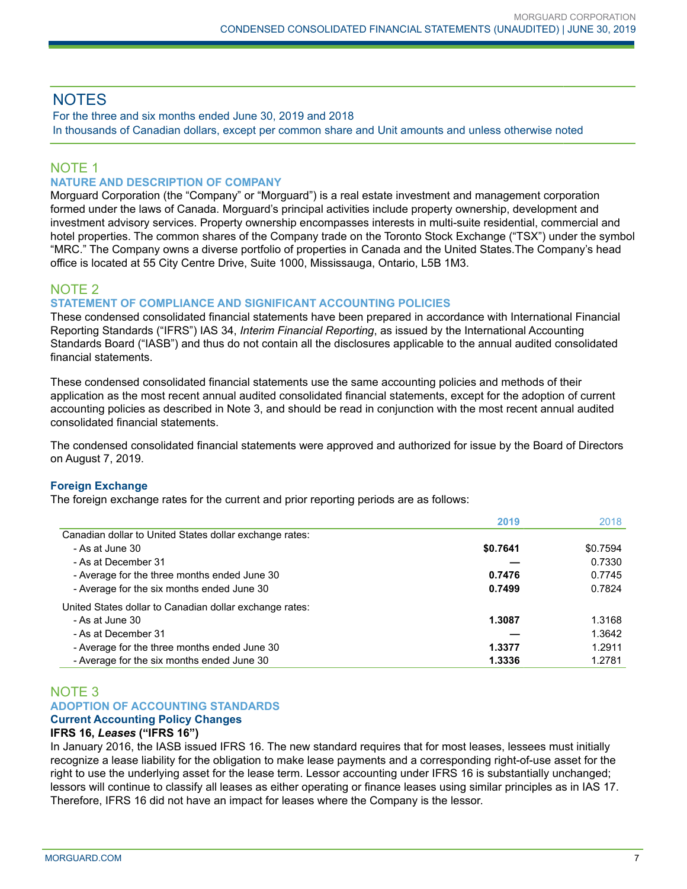# NOTES

For the three and six months ended June 30, 2019 and 2018
In thousands of Canadian dollars, except per common share and Unit amounts and unless otherwise noted

## NOTE 1

### NATURE AND DESCRIPTION OF COMPANY

Morguard Corporation (the "Company" or "Morguard") is a real estate investment and management corporation formed under the laws of Canada. Morguard's principal activities include property ownership, development and investment advisory services. Property ownership encompasses interests in multi-suite residential, commercial and hotel properties. The common shares of the Company trade on the Toronto Stock Exchange ("TSX") under the symbol "MRC." The Company owns a diverse portfolio of properties in Canada and the United States.The Company's head office is located at 55 City Centre Drive, Suite 1000, Mississauga, Ontario, L5B 1M3.

## NOTE 2

### STATEMENT OF COMPLIANCE AND SIGNIFICANT ACCOUNTING POLICIES

These condensed consolidated financial statements have been prepared in accordance with International Financial Reporting Standards ("IFRS") IAS 34, *Interim Financial Reporting*, as issued by the International Accounting Standards Board ("IASB") and thus do not contain all the disclosures applicable to the annual audited consolidated financial statements.

These condensed consolidated financial statements use the same accounting policies and methods of their application as the most recent annual audited consolidated financial statements, except for the adoption of current accounting policies as described in Note 3, and should be read in conjunction with the most recent annual audited consolidated financial statements.

The condensed consolidated financial statements were approved and authorized for issue by the Board of Directors on August 7, 2019.

#### Foreign Exchange

The foreign exchange rates for the current and prior reporting periods are as follows:

| | **2019** | 2018 |
|---|---|---|
| Canadian dollar to United States dollar exchange rates: | | |
| - As at June 30 | **$0.7641** | $0.7594 |
| - As at December 31 | **—** | 0.7330 |
| - Average for the three months ended June 30 | **0.7476** | 0.7745 |
| - Average for the six months ended June 30 | **0.7499** | 0.7824 |
| United States dollar to Canadian dollar exchange rates: | | |
| - As at June 30 | **1.3087** | 1.3168 |
| - As at December 31 | **—** | 1.3642 |
| - Average for the three months ended June 30 | **1.3377** | 1.2911 |
| - Average for the six months ended June 30 | **1.3336** | 1.2781 |

## NOTE 3

### ADOPTION OF ACCOUNTING STANDARDS

#### Current Accounting Policy Changes

**IFRS 16, *Leases* ("IFRS 16")**

In January 2016, the IASB issued IFRS 16. The new standard requires that for most leases, lessees must initially recognize a lease liability for the obligation to make lease payments and a corresponding right-of-use asset for the right to use the underlying asset for the lease term. Lessor accounting under IFRS 16 is substantially unchanged; lessors will continue to classify all leases as either operating or finance leases using similar principles as in IAS 17. Therefore, IFRS 16 did not have an impact for leases where the Company is the lessor.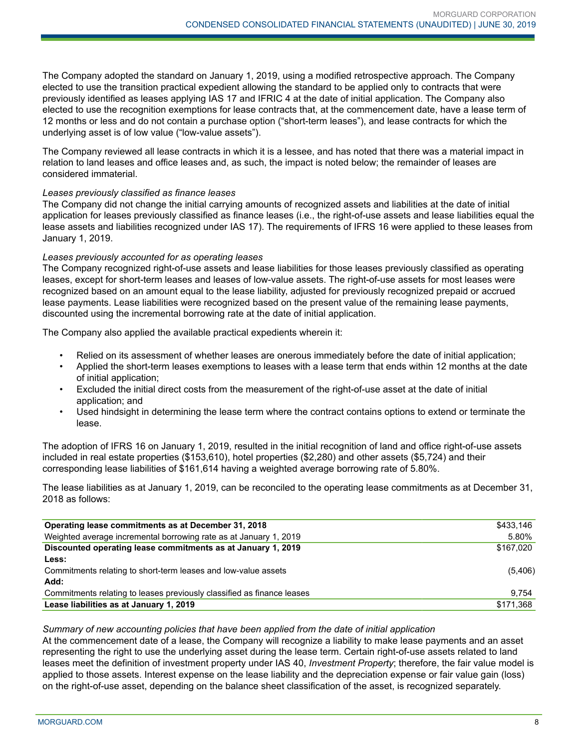The Company adopted the standard on January 1, 2019, using a modified retrospective approach. The Company elected to use the transition practical expedient allowing the standard to be applied only to contracts that were previously identified as leases applying IAS 17 and IFRIC 4 at the date of initial application. The Company also elected to use the recognition exemptions for lease contracts that, at the commencement date, have a lease term of 12 months or less and do not contain a purchase option ("short-term leases"), and lease contracts for which the underlying asset is of low value ("low-value assets").

The Company reviewed all lease contracts in which it is a lessee, and has noted that there was a material impact in relation to land leases and office leases and, as such, the impact is noted below; the remainder of leases are considered immaterial.

*Leases previously classified as finance leases*

The Company did not change the initial carrying amounts of recognized assets and liabilities at the date of initial application for leases previously classified as finance leases (i.e., the right-of-use assets and lease liabilities equal the lease assets and liabilities recognized under IAS 17). The requirements of IFRS 16 were applied to these leases from January 1, 2019.

*Leases previously accounted for as operating leases*

The Company recognized right-of-use assets and lease liabilities for those leases previously classified as operating leases, except for short-term leases and leases of low-value assets. The right-of-use assets for most leases were recognized based on an amount equal to the lease liability, adjusted for previously recognized prepaid or accrued lease payments. Lease liabilities were recognized based on the present value of the remaining lease payments, discounted using the incremental borrowing rate at the date of initial application.

The Company also applied the available practical expedients wherein it:

- Relied on its assessment of whether leases are onerous immediately before the date of initial application;
- Applied the short-term leases exemptions to leases with a lease term that ends within 12 months at the date of initial application;
- Excluded the initial direct costs from the measurement of the right-of-use asset at the date of initial application; and
- Used hindsight in determining the lease term where the contract contains options to extend or terminate the lease.

The adoption of IFRS 16 on January 1, 2019, resulted in the initial recognition of land and office right-of-use assets included in real estate properties ($153,610), hotel properties ($2,280) and other assets ($5,724) and their corresponding lease liabilities of $161,614 having a weighted average borrowing rate of 5.80%.

The lease liabilities as at January 1, 2019, can be reconciled to the operating lease commitments as at December 31, 2018 as follows:

| | |
|---|---|
| **Operating lease commitments as at December 31, 2018** | $433,146 |
| Weighted average incremental borrowing rate as at January 1, 2019 | 5.80% |
| **Discounted operating lease commitments as at January 1, 2019** | $167,020 |
| **Less:** | |
| Commitments relating to short-term leases and low-value assets | (5,406) |
| **Add:** | |
| Commitments relating to leases previously classified as finance leases | 9,754 |
| **Lease liabilities as at January 1, 2019** | $171,368 |

*Summary of new accounting policies that have been applied from the date of initial application*

At the commencement date of a lease, the Company will recognize a liability to make lease payments and an asset representing the right to use the underlying asset during the lease term. Certain right-of-use assets related to land leases meet the definition of investment property under IAS 40, *Investment Property*; therefore, the fair value model is applied to those assets. Interest expense on the lease liability and the depreciation expense or fair value gain (loss) on the right-of-use asset, depending on the balance sheet classification of the asset, is recognized separately.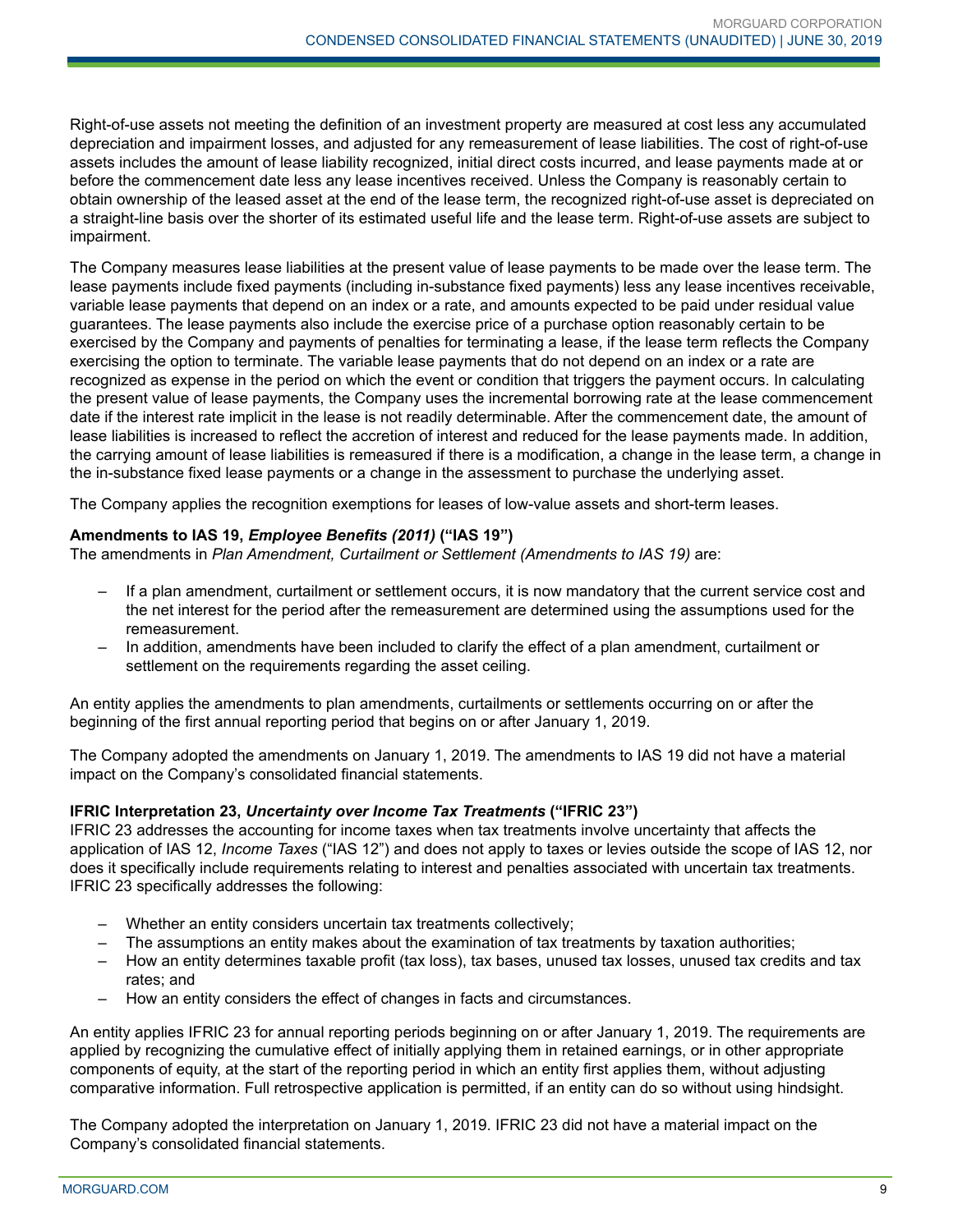Right-of-use assets not meeting the definition of an investment property are measured at cost less any accumulated depreciation and impairment losses, and adjusted for any remeasurement of lease liabilities. The cost of right-of-use assets includes the amount of lease liability recognized, initial direct costs incurred, and lease payments made at or before the commencement date less any lease incentives received. Unless the Company is reasonably certain to obtain ownership of the leased asset at the end of the lease term, the recognized right-of-use asset is depreciated on a straight-line basis over the shorter of its estimated useful life and the lease term. Right-of-use assets are subject to impairment.

The Company measures lease liabilities at the present value of lease payments to be made over the lease term. The lease payments include fixed payments (including in-substance fixed payments) less any lease incentives receivable, variable lease payments that depend on an index or a rate, and amounts expected to be paid under residual value guarantees. The lease payments also include the exercise price of a purchase option reasonably certain to be exercised by the Company and payments of penalties for terminating a lease, if the lease term reflects the Company exercising the option to terminate. The variable lease payments that do not depend on an index or a rate are recognized as expense in the period on which the event or condition that triggers the payment occurs. In calculating the present value of lease payments, the Company uses the incremental borrowing rate at the lease commencement date if the interest rate implicit in the lease is not readily determinable. After the commencement date, the amount of lease liabilities is increased to reflect the accretion of interest and reduced for the lease payments made. In addition, the carrying amount of lease liabilities is remeasured if there is a modification, a change in the lease term, a change in the in-substance fixed lease payments or a change in the assessment to purchase the underlying asset.

The Company applies the recognition exemptions for leases of low-value assets and short-term leases.

**Amendments to IAS 19, *Employee Benefits (2011)* ("IAS 19")**

The amendments in *Plan Amendment, Curtailment or Settlement (Amendments to IAS 19)* are:

- If a plan amendment, curtailment or settlement occurs, it is now mandatory that the current service cost and the net interest for the period after the remeasurement are determined using the assumptions used for the remeasurement.
- In addition, amendments have been included to clarify the effect of a plan amendment, curtailment or settlement on the requirements regarding the asset ceiling.

An entity applies the amendments to plan amendments, curtailments or settlements occurring on or after the beginning of the first annual reporting period that begins on or after January 1, 2019.

The Company adopted the amendments on January 1, 2019. The amendments to IAS 19 did not have a material impact on the Company's consolidated financial statements.

**IFRIC Interpretation 23, *Uncertainty over Income Tax Treatments* ("IFRIC 23")**

IFRIC 23 addresses the accounting for income taxes when tax treatments involve uncertainty that affects the application of IAS 12, *Income Taxes* ("IAS 12") and does not apply to taxes or levies outside the scope of IAS 12, nor does it specifically include requirements relating to interest and penalties associated with uncertain tax treatments. IFRIC 23 specifically addresses the following:

- Whether an entity considers uncertain tax treatments collectively;
- The assumptions an entity makes about the examination of tax treatments by taxation authorities;
- How an entity determines taxable profit (tax loss), tax bases, unused tax losses, unused tax credits and tax rates; and
- How an entity considers the effect of changes in facts and circumstances.

An entity applies IFRIC 23 for annual reporting periods beginning on or after January 1, 2019. The requirements are applied by recognizing the cumulative effect of initially applying them in retained earnings, or in other appropriate components of equity, at the start of the reporting period in which an entity first applies them, without adjusting comparative information. Full retrospective application is permitted, if an entity can do so without using hindsight.

The Company adopted the interpretation on January 1, 2019. IFRIC 23 did not have a material impact on the Company's consolidated financial statements.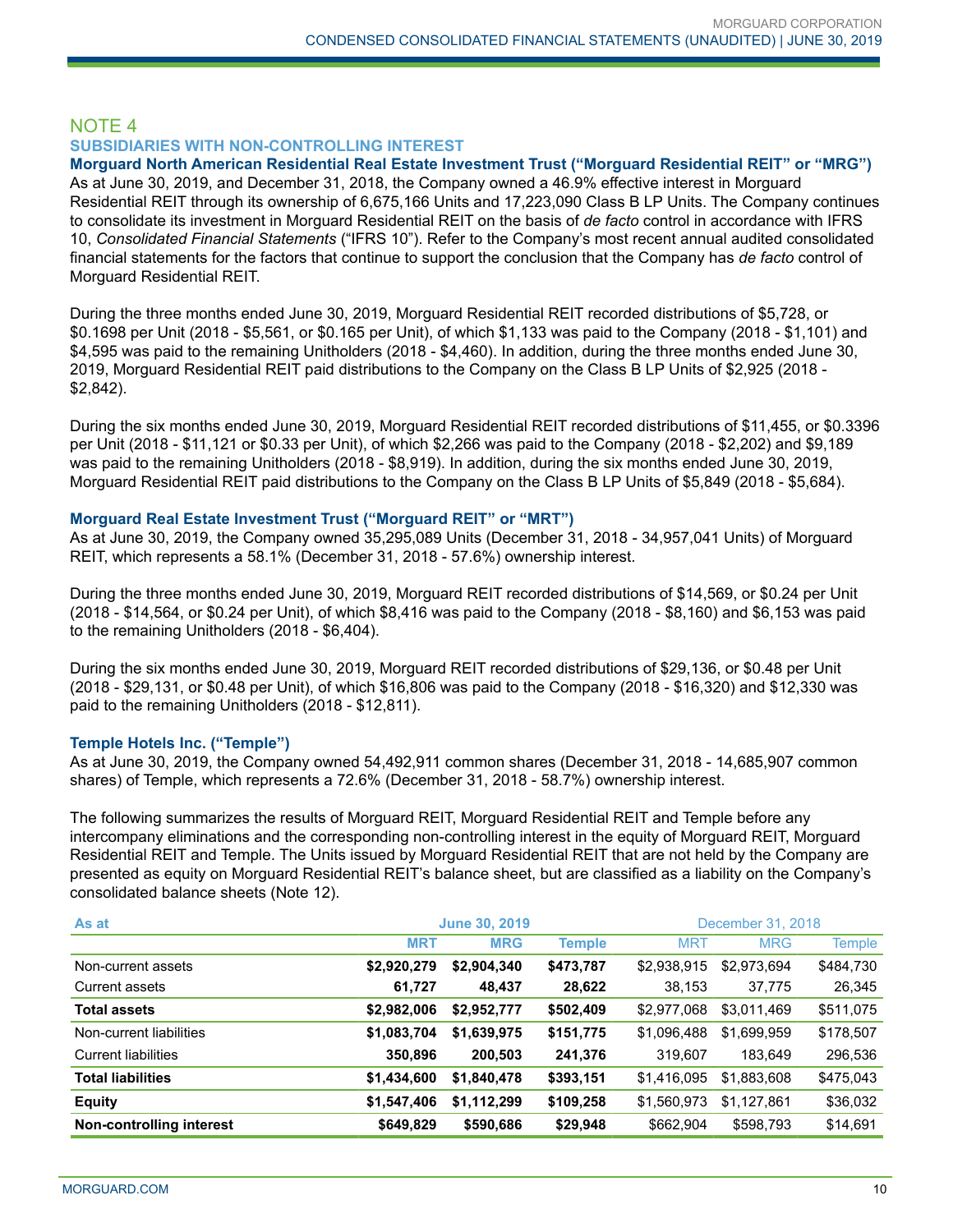## NOTE 4

### SUBSIDIARIES WITH NON-CONTROLLING INTEREST

**Morguard North American Residential Real Estate Investment Trust ("Morguard Residential REIT" or "MRG")**

As at June 30, 2019, and December 31, 2018, the Company owned a 46.9% effective interest in Morguard Residential REIT through its ownership of 6,675,166 Units and 17,223,090 Class B LP Units. The Company continues to consolidate its investment in Morguard Residential REIT on the basis of *de facto* control in accordance with IFRS 10, *Consolidated Financial Statements* ("IFRS 10"). Refer to the Company's most recent annual audited consolidated financial statements for the factors that continue to support the conclusion that the Company has *de facto* control of Morguard Residential REIT.

During the three months ended June 30, 2019, Morguard Residential REIT recorded distributions of $5,728, or $0.1698 per Unit (2018 - $5,561, or $0.165 per Unit), of which $1,133 was paid to the Company (2018 - $1,101) and $4,595 was paid to the remaining Unitholders (2018 - $4,460). In addition, during the three months ended June 30, 2019, Morguard Residential REIT paid distributions to the Company on the Class B LP Units of $2,925 (2018 - $2,842).

During the six months ended June 30, 2019, Morguard Residential REIT recorded distributions of $11,455, or $0.3396 per Unit (2018 - $11,121 or $0.33 per Unit), of which $2,266 was paid to the Company (2018 - $2,202) and $9,189 was paid to the remaining Unitholders (2018 - $8,919). In addition, during the six months ended June 30, 2019, Morguard Residential REIT paid distributions to the Company on the Class B LP Units of $5,849 (2018 - $5,684).

**Morguard Real Estate Investment Trust ("Morguard REIT" or "MRT")**

As at June 30, 2019, the Company owned 35,295,089 Units (December 31, 2018 - 34,957,041 Units) of Morguard REIT, which represents a 58.1% (December 31, 2018 - 57.6%) ownership interest.

During the three months ended June 30, 2019, Morguard REIT recorded distributions of $14,569, or $0.24 per Unit (2018 - $14,564, or $0.24 per Unit), of which $8,416 was paid to the Company (2018 - $8,160) and $6,153 was paid to the remaining Unitholders (2018 - $6,404).

During the six months ended June 30, 2019, Morguard REIT recorded distributions of $29,136, or $0.48 per Unit (2018 - $29,131, or $0.48 per Unit), of which $16,806 was paid to the Company (2018 - $16,320) and $12,330 was paid to the remaining Unitholders (2018 - $12,811).

**Temple Hotels Inc. ("Temple")**

As at June 30, 2019, the Company owned 54,492,911 common shares (December 31, 2018 - 14,685,907 common shares) of Temple, which represents a 72.6% (December 31, 2018 - 58.7%) ownership interest.

The following summarizes the results of Morguard REIT, Morguard Residential REIT and Temple before any intercompany eliminations and the corresponding non-controlling interest in the equity of Morguard REIT, Morguard Residential REIT and Temple. The Units issued by Morguard Residential REIT that are not held by the Company are presented as equity on Morguard Residential REIT's balance sheet, but are classified as a liability on the Company's consolidated balance sheets (Note 12).

| As at | June 30, 2019 | | | December 31, 2018 | | |
|---|---|---|---|---|---|---|
| | **MRT** | **MRG** | **Temple** | MRT | MRG | Temple |
| Non-current assets | **$2,920,279** | **$2,904,340** | **$473,787** | $2,938,915 | $2,973,694 | $484,730 |
| Current assets | **61,727** | **48,437** | **28,622** | 38,153 | 37,775 | 26,345 |
| **Total assets** | **$2,982,006** | **$2,952,777** | **$502,409** | $2,977,068 | $3,011,469 | $511,075 |
| Non-current liabilities | **$1,083,704** | **$1,639,975** | **$151,775** | $1,096,488 | $1,699,959 | $178,507 |
| Current liabilities | **350,896** | **200,503** | **241,376** | 319,607 | 183,649 | 296,536 |
| **Total liabilities** | **$1,434,600** | **$1,840,478** | **$393,151** | $1,416,095 | $1,883,608 | $475,043 |
| **Equity** | **$1,547,406** | **$1,112,299** | **$109,258** | $1,560,973 | $1,127,861 | $36,032 |
| **Non-controlling interest** | **$649,829** | **$590,686** | **$29,948** | $662,904 | $598,793 | $14,691 |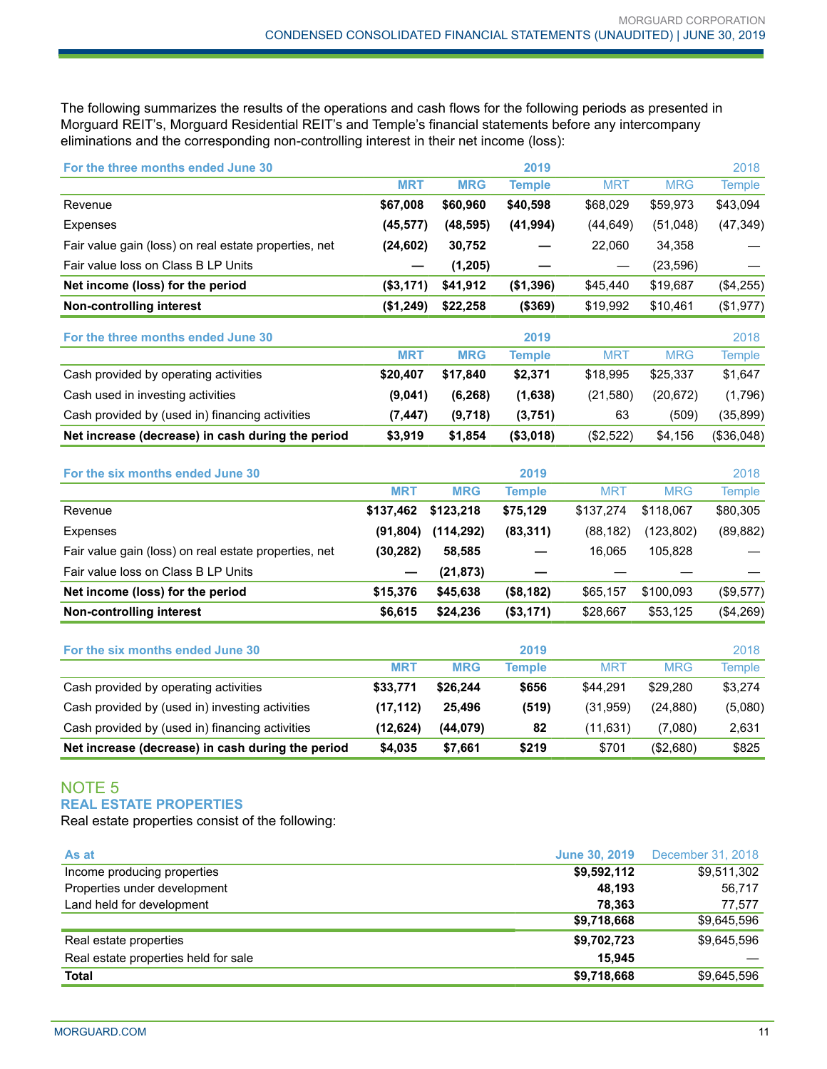The following summarizes the results of the operations and cash flows for the following periods as presented in Morguard REIT's, Morguard Residential REIT's and Temple's financial statements before any intercompany eliminations and the corresponding non-controlling interest in their net income (loss):

| For the three months ended June 30 | | | 2019 | | | 2018 |
|---|---|---|---|---|---|---|
| | MRT | MRG | Temple | MRT | MRG | Temple |
| Revenue | **$67,008** | **$60,960** | **$40,598** | $68,029 | $59,973 | $43,094 |
| Expenses | **(45,577)** | **(48,595)** | **(41,994)** | (44,649) | (51,048) | (47,349) |
| Fair value gain (loss) on real estate properties, net | **(24,602)** | **30,752** | **—** | 22,060 | 34,358 | — |
| Fair value loss on Class B LP Units | **—** | **(1,205)** | **—** | — | (23,596) | — |
| **Net income (loss) for the period** | **($3,171)** | **$41,912** | **($1,396)** | $45,440 | $19,687 | ($4,255) |
| **Non-controlling interest** | **($1,249)** | **$22,258** | **($369)** | $19,992 | $10,461 | ($1,977) |

| For the three months ended June 30 | | | 2019 | | | 2018 |
|---|---|---|---|---|---|---|
| | MRT | MRG | Temple | MRT | MRG | Temple |
| Cash provided by operating activities | **$20,407** | **$17,840** | **$2,371** | $18,995 | $25,337 | $1,647 |
| Cash used in investing activities | **(9,041)** | **(6,268)** | **(1,638)** | (21,580) | (20,672) | (1,796) |
| Cash provided by (used in) financing activities | **(7,447)** | **(9,718)** | **(3,751)** | 63 | (509) | (35,899) |
| **Net increase (decrease) in cash during the period** | **$3,919** | **$1,854** | **($3,018)** | ($2,522) | $4,156 | ($36,048) |

| For the six months ended June 30 | | | 2019 | | | 2018 |
|---|---|---|---|---|---|---|
| | MRT | MRG | Temple | MRT | MRG | Temple |
| Revenue | **$137,462** | **$123,218** | **$75,129** | $137,274 | $118,067 | $80,305 |
| Expenses | **(91,804)** | **(114,292)** | **(83,311)** | (88,182) | (123,802) | (89,882) |
| Fair value gain (loss) on real estate properties, net | **(30,282)** | **58,585** | **—** | 16,065 | 105,828 | — |
| Fair value loss on Class B LP Units | **—** | **(21,873)** | **—** | — | — | — |
| **Net income (loss) for the period** | **$15,376** | **$45,638** | **($8,182)** | $65,157 | $100,093 | ($9,577) |
| **Non-controlling interest** | **$6,615** | **$24,236** | **($3,171)** | $28,667 | $53,125 | ($4,269) |

| For the six months ended June 30 | | | 2019 | | | 2018 |
|---|---|---|---|---|---|---|
| | MRT | MRG | Temple | MRT | MRG | Temple |
| Cash provided by operating activities | **$33,771** | **$26,244** | **$656** | $44,291 | $29,280 | $3,274 |
| Cash provided by (used in) investing activities | **(17,112)** | **25,496** | **(519)** | (31,959) | (24,880) | (5,080) |
| Cash provided by (used in) financing activities | **(12,624)** | **(44,079)** | **82** | (11,631) | (7,080) | 2,631 |
| **Net increase (decrease) in cash during the period** | **$4,035** | **$7,661** | **$219** | $701 | ($2,680) | $825 |

## NOTE 5
### REAL ESTATE PROPERTIES

Real estate properties consist of the following:

| As at | June 30, 2019 | December 31, 2018 |
|---|---|---|
| Income producing properties | **$9,592,112** | $9,511,302 |
| Properties under development | **48,193** | 56,717 |
| Land held for development | **78,363** | 77,577 |
| | **$9,718,668** | $9,645,596 |
| Real estate properties | **$9,702,723** | $9,645,596 |
| Real estate properties held for sale | **15,945** | — |
| **Total** | **$9,718,668** | $9,645,596 |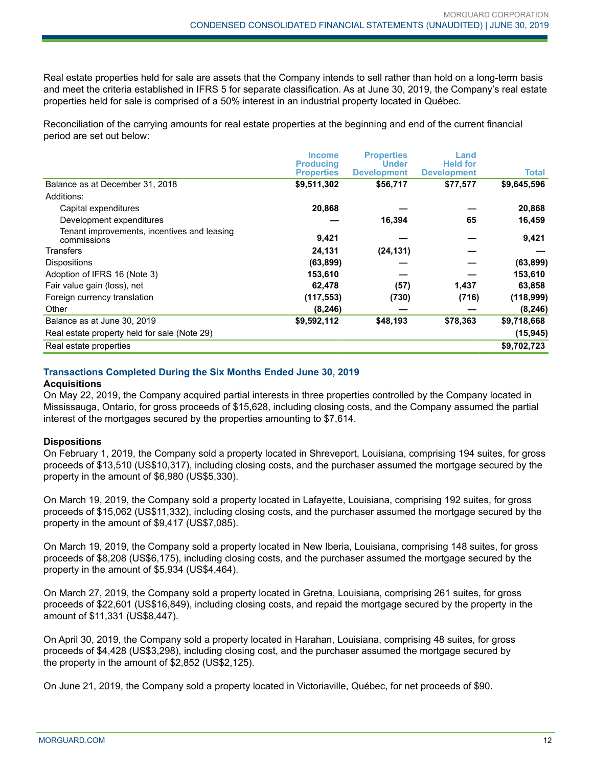Real estate properties held for sale are assets that the Company intends to sell rather than hold on a long-term basis and meet the criteria established in IFRS 5 for separate classification. As at June 30, 2019, the Company's real estate properties held for sale is comprised of a 50% interest in an industrial property located in Québec.

Reconciliation of the carrying amounts for real estate properties at the beginning and end of the current financial period are set out below:

| | Income Producing Properties | Properties Under Development | Land Held for Development | Total |
|---|---|---|---|---|
| Balance as at December 31, 2018 | $9,511,302 | $56,717 | $77,577 | $9,645,596 |
| Additions: | | | | |
| Capital expenditures | 20,868 | — | — | 20,868 |
| Development expenditures | — | 16,394 | 65 | 16,459 |
| Tenant improvements, incentives and leasing commissions | 9,421 | — | — | 9,421 |
| Transfers | 24,131 | (24,131) | — | — |
| Dispositions | (63,899) | — | — | (63,899) |
| Adoption of IFRS 16 (Note 3) | 153,610 | — | — | 153,610 |
| Fair value gain (loss), net | 62,478 | (57) | 1,437 | 63,858 |
| Foreign currency translation | (117,553) | (730) | (716) | (118,999) |
| Other | (8,246) | — | — | (8,246) |
| Balance as at June 30, 2019 | $9,592,112 | $48,193 | $78,363 | $9,718,668 |
| Real estate property held for sale (Note 29) | | | | (15,945) |
| Real estate properties | | | | $9,702,723 |

## Transactions Completed During the Six Months Ended June 30, 2019

### Acquisitions

On May 22, 2019, the Company acquired partial interests in three properties controlled by the Company located in Mississauga, Ontario, for gross proceeds of $15,628, including closing costs, and the Company assumed the partial interest of the mortgages secured by the properties amounting to $7,614.

### Dispositions

On February 1, 2019, the Company sold a property located in Shreveport, Louisiana, comprising 194 suites, for gross proceeds of $13,510 (US$10,317), including closing costs, and the purchaser assumed the mortgage secured by the property in the amount of $6,980 (US$5,330).

On March 19, 2019, the Company sold a property located in Lafayette, Louisiana, comprising 192 suites, for gross proceeds of $15,062 (US$11,332), including closing costs, and the purchaser assumed the mortgage secured by the property in the amount of $9,417 (US$7,085).

On March 19, 2019, the Company sold a property located in New Iberia, Louisiana, comprising 148 suites, for gross proceeds of $8,208 (US$6,175), including closing costs, and the purchaser assumed the mortgage secured by the property in the amount of $5,934 (US$4,464).

On March 27, 2019, the Company sold a property located in Gretna, Louisiana, comprising 261 suites, for gross proceeds of $22,601 (US$16,849), including closing costs, and repaid the mortgage secured by the property in the amount of $11,331 (US$8,447).

On April 30, 2019, the Company sold a property located in Harahan, Louisiana, comprising 48 suites, for gross proceeds of $4,428 (US$3,298), including closing cost, and the purchaser assumed the mortgage secured by the property in the amount of $2,852 (US$2,125).

On June 21, 2019, the Company sold a property located in Victoriaville, Québec, for net proceeds of $90.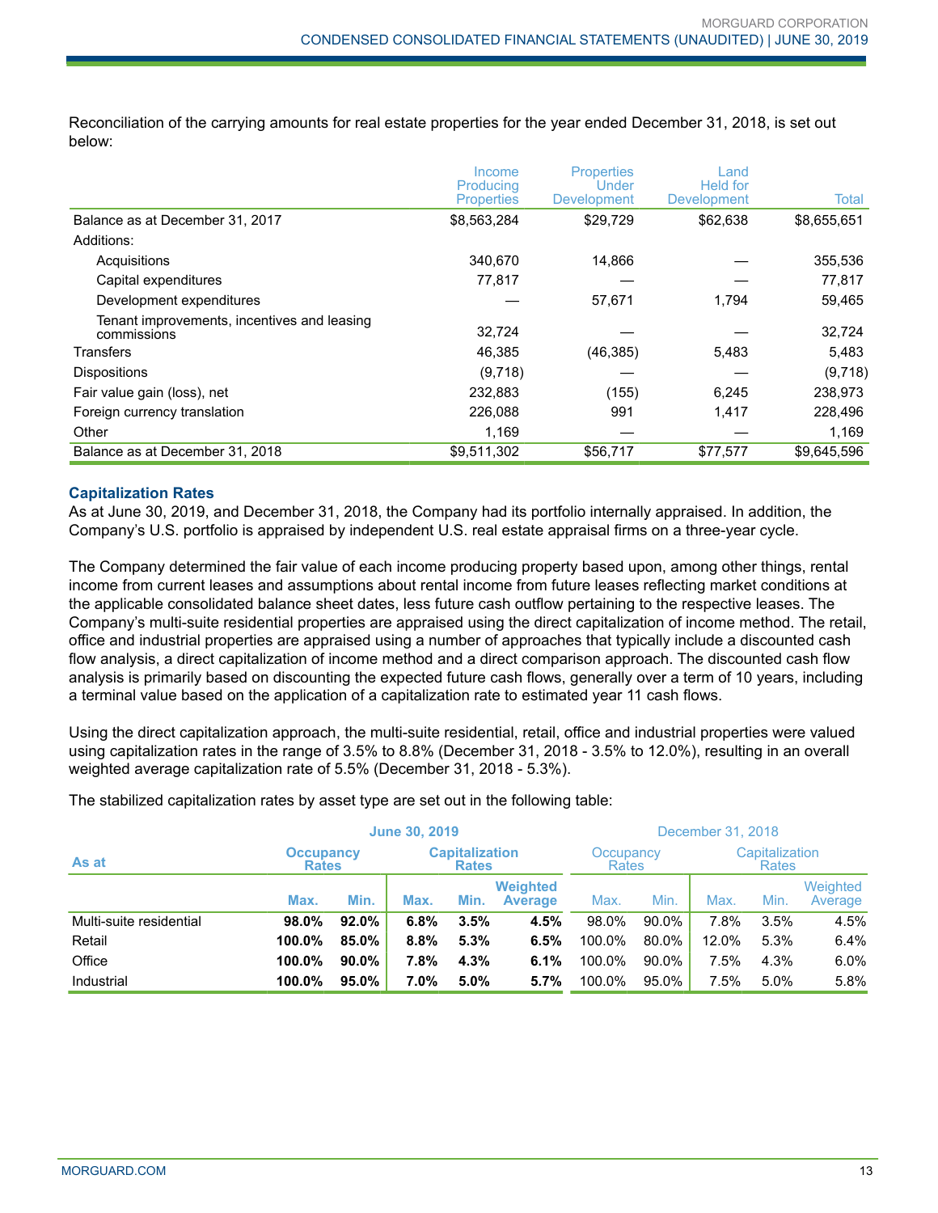Reconciliation of the carrying amounts for real estate properties for the year ended December 31, 2018, is set out below:

| | Income Producing Properties | Properties Under Development | Land Held for Development | Total |
|---|---|---|---|---|
| Balance as at December 31, 2017 | $8,563,284 | $29,729 | $62,638 | $8,655,651 |
| Additions: | | | | |
| Acquisitions | 340,670 | 14,866 | — | 355,536 |
| Capital expenditures | 77,817 | — | — | 77,817 |
| Development expenditures | — | 57,671 | 1,794 | 59,465 |
| Tenant improvements, incentives and leasing commissions | 32,724 | — | — | 32,724 |
| Transfers | 46,385 | (46,385) | 5,483 | 5,483 |
| Dispositions | (9,718) | — | — | (9,718) |
| Fair value gain (loss), net | 232,883 | (155) | 6,245 | 238,973 |
| Foreign currency translation | 226,088 | 991 | 1,417 | 228,496 |
| Other | 1,169 | — | — | 1,169 |
| Balance as at December 31, 2018 | $9,511,302 | $56,717 | $77,577 | $9,645,596 |

### Capitalization Rates

As at June 30, 2019, and December 31, 2018, the Company had its portfolio internally appraised. In addition, the Company's U.S. portfolio is appraised by independent U.S. real estate appraisal firms on a three-year cycle.

The Company determined the fair value of each income producing property based upon, among other things, rental income from current leases and assumptions about rental income from future leases reflecting market conditions at the applicable consolidated balance sheet dates, less future cash outflow pertaining to the respective leases. The Company's multi-suite residential properties are appraised using the direct capitalization of income method. The retail, office and industrial properties are appraised using a number of approaches that typically include a discounted cash flow analysis, a direct capitalization of income method and a direct comparison approach. The discounted cash flow analysis is primarily based on discounting the expected future cash flows, generally over a term of 10 years, including a terminal value based on the application of a capitalization rate to estimated year 11 cash flows.

Using the direct capitalization approach, the multi-suite residential, retail, office and industrial properties were valued using capitalization rates in the range of 3.5% to 8.8% (December 31, 2018 - 3.5% to 12.0%), resulting in an overall weighted average capitalization rate of 5.5% (December 31, 2018 - 5.3%).

The stabilized capitalization rates by asset type are set out in the following table:

| | **June 30, 2019** | | | | | December 31, 2018 | | | | |
|---|---|---|---|---|---|---|---|---|---|---|
| **As at** | **Occupancy Rates** | | **Capitalization Rates** | | | Occupancy Rates | | Capitalization Rates | | |
| | **Max.** | **Min.** | **Max.** | **Min.** | **Weighted Average** | Max. | Min. | Max. | Min. | Weighted Average |
| Multi-suite residential | **98.0%** | **92.0%** | **6.8%** | **3.5%** | **4.5%** | 98.0% | 90.0% | 7.8% | 3.5% | 4.5% |
| Retail | **100.0%** | **85.0%** | **8.8%** | **5.3%** | **6.5%** | 100.0% | 80.0% | 12.0% | 5.3% | 6.4% |
| Office | **100.0%** | **90.0%** | **7.8%** | **4.3%** | **6.1%** | 100.0% | 90.0% | 7.5% | 4.3% | 6.0% |
| Industrial | **100.0%** | **95.0%** | **7.0%** | **5.0%** | **5.7%** | 100.0% | 95.0% | 7.5% | 5.0% | 5.8% |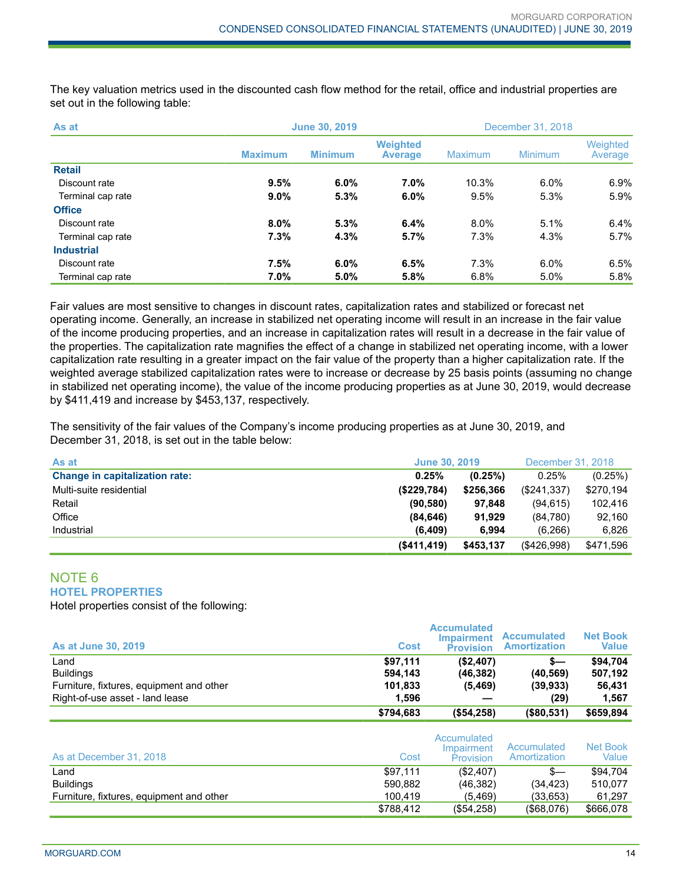The key valuation metrics used in the discounted cash flow method for the retail, office and industrial properties are set out in the following table:

| As at | June 30, 2019 | | | December 31, 2018 | | |
|---|---|---|---|---|---|---|
| | **Maximum** | **Minimum** | **Weighted Average** | Maximum | Minimum | Weighted Average |
| **Retail** | | | | | | |
| Discount rate | **9.5%** | **6.0%** | **7.0%** | 10.3% | 6.0% | 6.9% |
| Terminal cap rate | **9.0%** | **5.3%** | **6.0%** | 9.5% | 5.3% | 5.9% |
| **Office** | | | | | | |
| Discount rate | **8.0%** | **5.3%** | **6.4%** | 8.0% | 5.1% | 6.4% |
| Terminal cap rate | **7.3%** | **4.3%** | **5.7%** | 7.3% | 4.3% | 5.7% |
| **Industrial** | | | | | | |
| Discount rate | **7.5%** | **6.0%** | **6.5%** | 7.3% | 6.0% | 6.5% |
| Terminal cap rate | **7.0%** | **5.0%** | **5.8%** | 6.8% | 5.0% | 5.8% |

Fair values are most sensitive to changes in discount rates, capitalization rates and stabilized or forecast net operating income. Generally, an increase in stabilized net operating income will result in an increase in the fair value of the income producing properties, and an increase in capitalization rates will result in a decrease in the fair value of the properties. The capitalization rate magnifies the effect of a change in stabilized net operating income, with a lower capitalization rate resulting in a greater impact on the fair value of the property than a higher capitalization rate. If the weighted average stabilized capitalization rates were to increase or decrease by 25 basis points (assuming no change in stabilized net operating income), the value of the income producing properties as at June 30, 2019, would decrease by $411,419 and increase by $453,137, respectively.

The sensitivity of the fair values of the Company's income producing properties as at June 30, 2019, and December 31, 2018, is set out in the table below:

| As at | June 30, 2019 | | December 31, 2018 | |
|---|---|---|---|---|
| **Change in capitalization rate:** | **0.25%** | **(0.25%)** | 0.25% | (0.25%) |
| Multi-suite residential | **($229,784)** | **$256,366** | ($241,337) | $270,194 |
| Retail | **(90,580)** | **97,848** | (94,615) | 102,416 |
| Office | **(84,646)** | **91,929** | (84,780) | 92,160 |
| Industrial | **(6,409)** | **6,994** | (6,266) | 6,826 |
| | **($411,419)** | **$453,137** | ($426,998) | $471,596 |

## NOTE 6

### HOTEL PROPERTIES

Hotel properties consist of the following:

| As at June 30, 2019 | Cost | Accumulated Impairment Provision | Accumulated Amortization | Net Book Value |
|---|---|---|---|---|
| Land | **$97,111** | **($2,407)** | **$—** | **$94,704** |
| Buildings | **594,143** | **(46,382)** | **(40,569)** | **507,192** |
| Furniture, fixtures, equipment and other | **101,833** | **(5,469)** | **(39,933)** | **56,431** |
| Right-of-use asset - land lease | **1,596** | **—** | **(29)** | **1,567** |
| | **$794,683** | **($54,258)** | **($80,531)** | **$659,894** |

| As at December 31, 2018 | Cost | Accumulated Impairment Provision | Accumulated Amortization | Net Book Value |
|---|---|---|---|---|
| Land | $97,111 | ($2,407) | $— | $94,704 |
| Buildings | 590,882 | (46,382) | (34,423) | 510,077 |
| Furniture, fixtures, equipment and other | 100,419 | (5,469) | (33,653) | 61,297 |
| | $788,412 | ($54,258) | ($68,076) | $666,078 |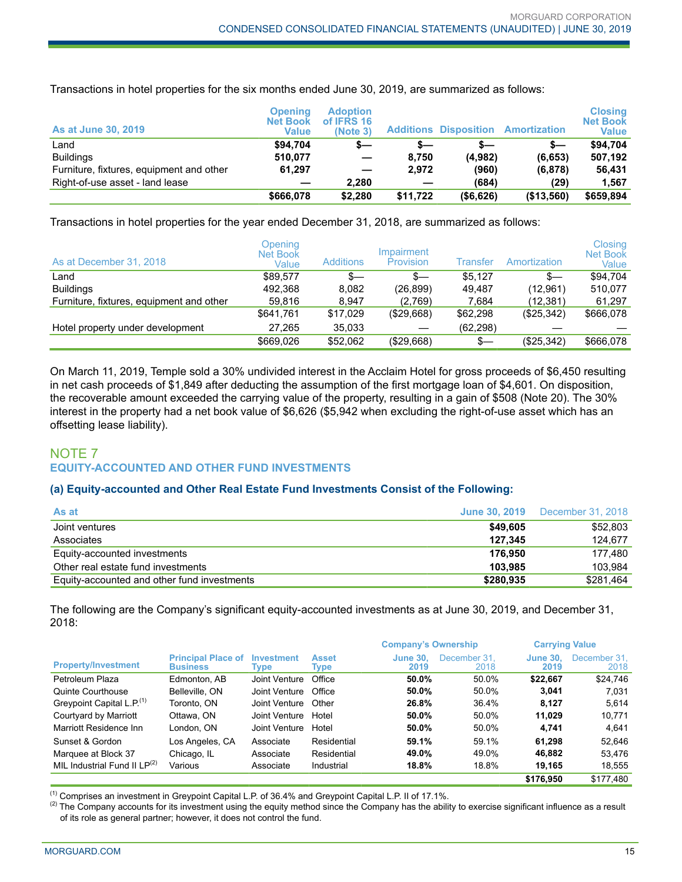Transactions in hotel properties for the six months ended June 30, 2019, are summarized as follows:

| As at June 30, 2019 | Opening Net Book Value | Adoption of IFRS 16 (Note 3) | Additions | Disposition | Amortization | Closing Net Book Value |
|---|---|---|---|---|---|---|
| Land | **$94,704** | **$—** | **$—** | **$—** | **$—** | **$94,704** |
| Buildings | **510,077** | **—** | **8,750** | **(4,982)** | **(6,653)** | **507,192** |
| Furniture, fixtures, equipment and other | **61,297** | **—** | **2,972** | **(960)** | **(6,878)** | **56,431** |
| Right-of-use asset - land lease | **—** | **2,280** | **—** | **(684)** | **(29)** | **1,567** |
| | **$666,078** | **$2,280** | **$11,722** | **($6,626)** | **($13,560)** | **$659,894** |

Transactions in hotel properties for the year ended December 31, 2018, are summarized as follows:

| As at December 31, 2018 | Opening Net Book Value | Additions | Impairment Provision | Transfer | Amortization | Closing Net Book Value |
|---|---|---|---|---|---|---|
| Land | $89,577 | $— | $— | $5,127 | $— | $94,704 |
| Buildings | 492,368 | 8,082 | (26,899) | 49,487 | (12,961) | 510,077 |
| Furniture, fixtures, equipment and other | 59,816 | 8,947 | (2,769) | 7,684 | (12,381) | 61,297 |
| | $641,761 | $17,029 | ($29,668) | $62,298 | ($25,342) | $666,078 |
| Hotel property under development | 27,265 | 35,033 | — | (62,298) | — | — |
| | $669,026 | $52,062 | ($29,668) | $— | ($25,342) | $666,078 |

On March 11, 2019, Temple sold a 30% undivided interest in the Acclaim Hotel for gross proceeds of $6,450 resulting in net cash proceeds of $1,849 after deducting the assumption of the first mortgage loan of $4,601. On disposition, the recoverable amount exceeded the carrying value of the property, resulting in a gain of $508 (Note 20). The 30% interest in the property had a net book value of $6,626 ($5,942 when excluding the right-of-use asset which has an offsetting lease liability).

## NOTE 7
## EQUITY-ACCOUNTED AND OTHER FUND INVESTMENTS

### (a) Equity-accounted and Other Real Estate Fund Investments Consist of the Following:

| As at | June 30, 2019 | December 31, 2018 |
|---|---|---|
| Joint ventures | **$49,605** | $52,803 |
| Associates | **127,345** | 124,677 |
| Equity-accounted investments | **176,950** | 177,480 |
| Other real estate fund investments | **103,985** | 103,984 |
| Equity-accounted and other fund investments | **$280,935** | $281,464 |

The following are the Company's significant equity-accounted investments as at June 30, 2019, and December 31, 2018:

| Property/Investment | Principal Place of Business | Investment Type | Asset Type | Company's Ownership June 30, 2019 | Company's Ownership December 31, 2018 | Carrying Value June 30, 2019 | Carrying Value December 31, 2018 |
|---|---|---|---|---|---|---|---|
| Petroleum Plaza | Edmonton, AB | Joint Venture | Office | **50.0%** | 50.0% | **$22,667** | $24,746 |
| Quinte Courthouse | Belleville, ON | Joint Venture | Office | **50.0%** | 50.0% | **3,041** | 7,031 |
| Greypoint Capital L.P.[1] | Toronto, ON | Joint Venture | Other | **26.8%** | 36.4% | **8,127** | 5,614 |
| Courtyard by Marriott | Ottawa, ON | Joint Venture | Hotel | **50.0%** | 50.0% | **11,029** | 10,771 |
| Marriott Residence Inn | London, ON | Joint Venture | Hotel | **50.0%** | 50.0% | **4,741** | 4,641 |
| Sunset & Gordon | Los Angeles, CA | Associate | Residential | **59.1%** | 59.1% | **61,298** | 52,646 |
| Marquee at Block 37 | Chicago, IL | Associate | Residential | **49.0%** | 49.0% | **46,882** | 53,476 |
| MIL Industrial Fund II LP[2] | Various | Associate | Industrial | **18.8%** | 18.8% | **19,165** | 18,555 |
| | | | | | | **$176,950** | $177,480 |

[1] Comprises an investment in Greypoint Capital L.P. of 36.4% and Greypoint Capital L.P. II of 17.1%.

[2] The Company accounts for its investment using the equity method since the Company has the ability to exercise significant influence as a result of its role as general partner; however, it does not control the fund.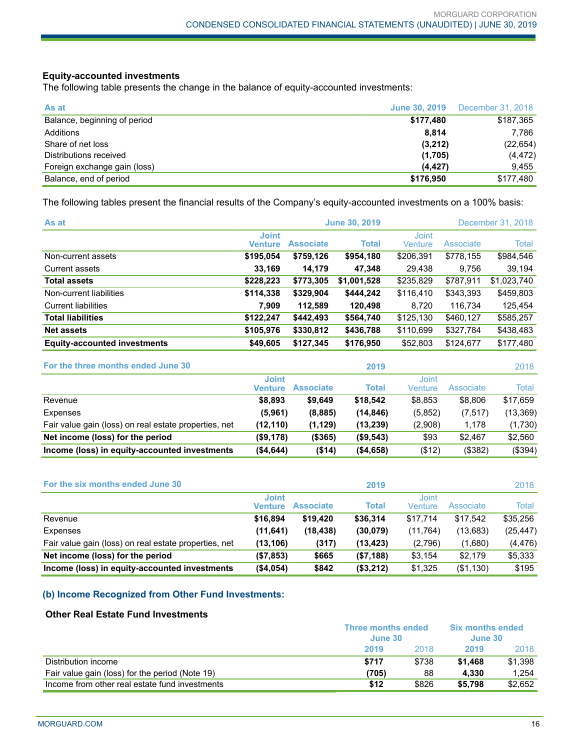**Equity-accounted investments**

The following table presents the change in the balance of equity-accounted investments:

| As at | June 30, 2019 | December 31, 2018 |
|---|---|---|
| Balance, beginning of period | **$177,480** | $187,365 |
| Additions | **8,814** | 7,786 |
| Share of net loss | **(3,212)** | (22,654) |
| Distributions received | **(1,705)** | (4,472) |
| Foreign exchange gain (loss) | **(4,427)** | 9,455 |
| Balance, end of period | **$176,950** | $177,480 |

The following tables present the financial results of the Company's equity-accounted investments on a 100% basis:

| As at | June 30, 2019 | | | December 31, 2018 | | |
|---|---|---|---|---|---|---|
| | Joint Venture | Associate | Total | Joint Venture | Associate | Total |
| Non-current assets | **$195,054** | **$759,126** | **$954,180** | $206,391 | $778,155 | $984,546 |
| Current assets | **33,169** | **14,179** | **47,348** | 29,438 | 9,756 | 39,194 |
| **Total assets** | **$228,223** | **$773,305** | **$1,001,528** | $235,829 | $787,911 | $1,023,740 |
| Non-current liabilities | **$114,338** | **$329,904** | **$444,242** | $116,410 | $343,393 | $459,803 |
| Current liabilities | **7,909** | **112,589** | **120,498** | 8,720 | 116,734 | 125,454 |
| **Total liabilities** | **$122,247** | **$442,493** | **$564,740** | $125,130 | $460,127 | $585,257 |
| **Net assets** | **$105,976** | **$330,812** | **$436,788** | $110,699 | $327,784 | $438,483 |
| **Equity-accounted investments** | **$49,605** | **$127,345** | **$176,950** | $52,803 | $124,677 | $177,480 |

| For the three months ended June 30 | 2019 | | | 2018 | | |
|---|---|---|---|---|---|---|
| | Joint Venture | Associate | Total | Joint Venture | Associate | Total |
| Revenue | **$8,893** | **$9,649** | **$18,542** | $8,853 | $8,806 | $17,659 |
| Expenses | **(5,961)** | **(8,885)** | **(14,846)** | (5,852) | (7,517) | (13,369) |
| Fair value gain (loss) on real estate properties, net | **(12,110)** | **(1,129)** | **(13,239)** | (2,908) | 1,178 | (1,730) |
| **Net income (loss) for the period** | **($9,178)** | **($365)** | **($9,543)** | $93 | $2,467 | $2,560 |
| **Income (loss) in equity-accounted investments** | **($4,644)** | **($14)** | **($4,658)** | ($12) | ($382) | ($394) |

| For the six months ended June 30 | 2019 | | | 2018 | | |
|---|---|---|---|---|---|---|
| | Joint Venture | Associate | Total | Joint Venture | Associate | Total |
| Revenue | **$16,894** | **$19,420** | **$36,314** | $17,714 | $17,542 | $35,256 |
| Expenses | **(11,641)** | **(18,438)** | **(30,079)** | (11,764) | (13,683) | (25,447) |
| Fair value gain (loss) on real estate properties, net | **(13,106)** | **(317)** | **(13,423)** | (2,796) | (1,680) | (4,476) |
| **Net income (loss) for the period** | **($7,853)** | **$665** | **($7,188)** | $3,154 | $2,179 | $5,333 |
| **Income (loss) in equity-accounted investments** | **($4,054)** | **$842** | **($3,212)** | $1,325 | ($1,130) | $195 |

## (b) Income Recognized from Other Fund Investments:

### Other Real Estate Fund Investments

| | Three months ended June 30 | | Six months ended June 30 | |
|---|---|---|---|---|
| | 2019 | 2018 | 2019 | 2018 |
| Distribution income | **$717** | $738 | **$1,468** | $1,398 |
| Fair value gain (loss) for the period (Note 19) | **(705)** | 88 | **4,330** | 1,254 |
| Income from other real estate fund investments | **$12** | $826 | **$5,798** | $2,652 |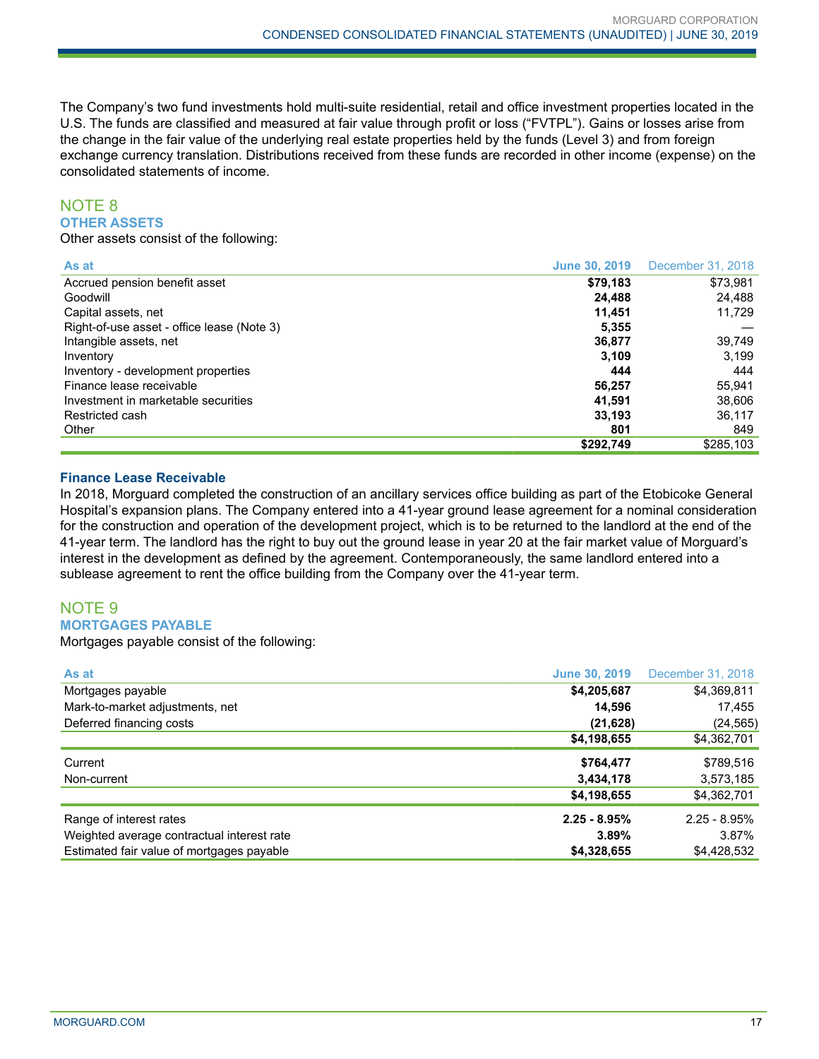The Company's two fund investments hold multi-suite residential, retail and office investment properties located in the U.S. The funds are classified and measured at fair value through profit or loss ("FVTPL"). Gains or losses arise from the change in the fair value of the underlying real estate properties held by the funds (Level 3) and from foreign exchange currency translation. Distributions received from these funds are recorded in other income (expense) on the consolidated statements of income.

## NOTE 8

### OTHER ASSETS

Other assets consist of the following:

| As at | June 30, 2019 | December 31, 2018 |
|---|---|---|
| Accrued pension benefit asset | **$79,183** | $73,981 |
| Goodwill | **24,488** | 24,488 |
| Capital assets, net | **11,451** | 11,729 |
| Right-of-use asset - office lease (Note 3) | **5,355** | — |
| Intangible assets, net | **36,877** | 39,749 |
| Inventory | **3,109** | 3,199 |
| Inventory - development properties | **444** | 444 |
| Finance lease receivable | **56,257** | 55,941 |
| Investment in marketable securities | **41,591** | 38,606 |
| Restricted cash | **33,193** | 36,117 |
| Other | **801** | 849 |
| | **$292,749** | $285,103 |

#### Finance Lease Receivable

In 2018, Morguard completed the construction of an ancillary services office building as part of the Etobicoke General Hospital's expansion plans. The Company entered into a 41-year ground lease agreement for a nominal consideration for the construction and operation of the development project, which is to be returned to the landlord at the end of the 41-year term. The landlord has the right to buy out the ground lease in year 20 at the fair market value of Morguard's interest in the development as defined by the agreement. Contemporaneously, the same landlord entered into a sublease agreement to rent the office building from the Company over the 41-year term.

## NOTE 9

### MORTGAGES PAYABLE

Mortgages payable consist of the following:

| As at | June 30, 2019 | December 31, 2018 |
|---|---|---|
| Mortgages payable | **$4,205,687** | $4,369,811 |
| Mark-to-market adjustments, net | **14,596** | 17,455 |
| Deferred financing costs | **(21,628)** | (24,565) |
| | **$4,198,655** | $4,362,701 |
| Current | **$764,477** | $789,516 |
| Non-current | **3,434,178** | 3,573,185 |
| | **$4,198,655** | $4,362,701 |
| Range of interest rates | **2.25 - 8.95%** | 2.25 - 8.95% |
| Weighted average contractual interest rate | **3.89%** | 3.87% |
| Estimated fair value of mortgages payable | **$4,328,655** | $4,428,532 |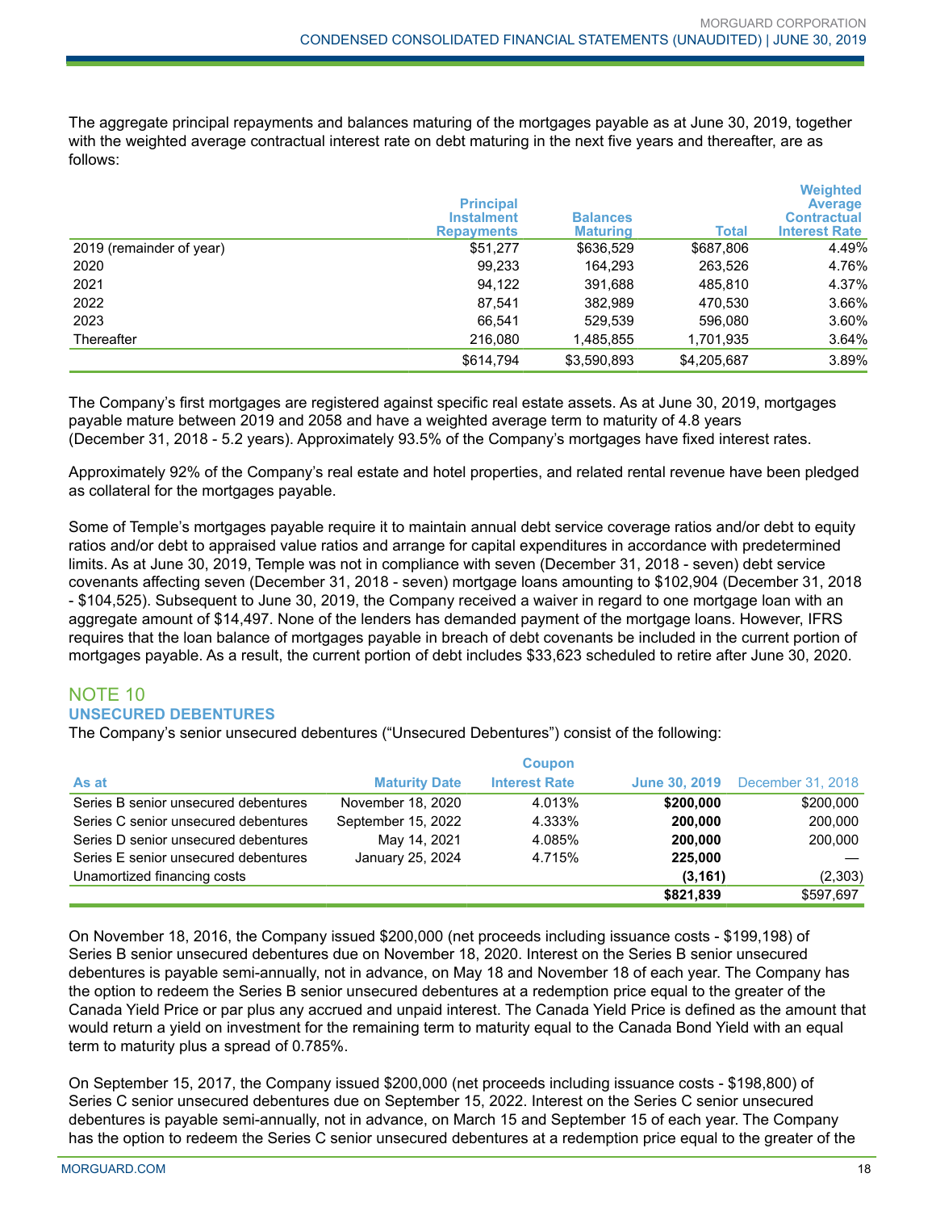The aggregate principal repayments and balances maturing of the mortgages payable as at June 30, 2019, together with the weighted average contractual interest rate on debt maturing in the next five years and thereafter, are as follows:

| | Principal Instalment Repayments | Balances Maturing | Total | Weighted Average Contractual Interest Rate |
|---|---|---|---|---|
| 2019 (remainder of year) | $51,277 | $636,529 | $687,806 | 4.49% |
| 2020 | 99,233 | 164,293 | 263,526 | 4.76% |
| 2021 | 94,122 | 391,688 | 485,810 | 4.37% |
| 2022 | 87,541 | 382,989 | 470,530 | 3.66% |
| 2023 | 66,541 | 529,539 | 596,080 | 3.60% |
| Thereafter | 216,080 | 1,485,855 | 1,701,935 | 3.64% |
| | $614,794 | $3,590,893 | $4,205,687 | 3.89% |

The Company's first mortgages are registered against specific real estate assets. As at June 30, 2019, mortgages payable mature between 2019 and 2058 and have a weighted average term to maturity of 4.8 years (December 31, 2018 - 5.2 years). Approximately 93.5% of the Company's mortgages have fixed interest rates.

Approximately 92% of the Company's real estate and hotel properties, and related rental revenue have been pledged as collateral for the mortgages payable.

Some of Temple's mortgages payable require it to maintain annual debt service coverage ratios and/or debt to equity ratios and/or debt to appraised value ratios and arrange for capital expenditures in accordance with predetermined limits. As at June 30, 2019, Temple was not in compliance with seven (December 31, 2018 - seven) debt service covenants affecting seven (December 31, 2018 - seven) mortgage loans amounting to $102,904 (December 31, 2018 - $104,525). Subsequent to June 30, 2019, the Company received a waiver in regard to one mortgage loan with an aggregate amount of $14,497. None of the lenders has demanded payment of the mortgage loans. However, IFRS requires that the loan balance of mortgages payable in breach of debt covenants be included in the current portion of mortgages payable. As a result, the current portion of debt includes $33,623 scheduled to retire after June 30, 2020.

## NOTE 10
### UNSECURED DEBENTURES

The Company's senior unsecured debentures ("Unsecured Debentures") consist of the following:

| As at | Maturity Date | Coupon Interest Rate | June 30, 2019 | December 31, 2018 |
|---|---|---|---|---|
| Series B senior unsecured debentures | November 18, 2020 | 4.013% | **$200,000** | $200,000 |
| Series C senior unsecured debentures | September 15, 2022 | 4.333% | **200,000** | 200,000 |
| Series D senior unsecured debentures | May 14, 2021 | 4.085% | **200,000** | 200,000 |
| Series E senior unsecured debentures | January 25, 2024 | 4.715% | **225,000** | — |
| Unamortized financing costs | | | **(3,161)** | (2,303) |
| | | | **$821,839** | $597,697 |

On November 18, 2016, the Company issued $200,000 (net proceeds including issuance costs - $199,198) of Series B senior unsecured debentures due on November 18, 2020. Interest on the Series B senior unsecured debentures is payable semi-annually, not in advance, on May 18 and November 18 of each year. The Company has the option to redeem the Series B senior unsecured debentures at a redemption price equal to the greater of the Canada Yield Price or par plus any accrued and unpaid interest. The Canada Yield Price is defined as the amount that would return a yield on investment for the remaining term to maturity equal to the Canada Bond Yield with an equal term to maturity plus a spread of 0.785%.

On September 15, 2017, the Company issued $200,000 (net proceeds including issuance costs - $198,800) of Series C senior unsecured debentures due on September 15, 2022. Interest on the Series C senior unsecured debentures is payable semi-annually, not in advance, on March 15 and September 15 of each year. The Company has the option to redeem the Series C senior unsecured debentures at a redemption price equal to the greater of the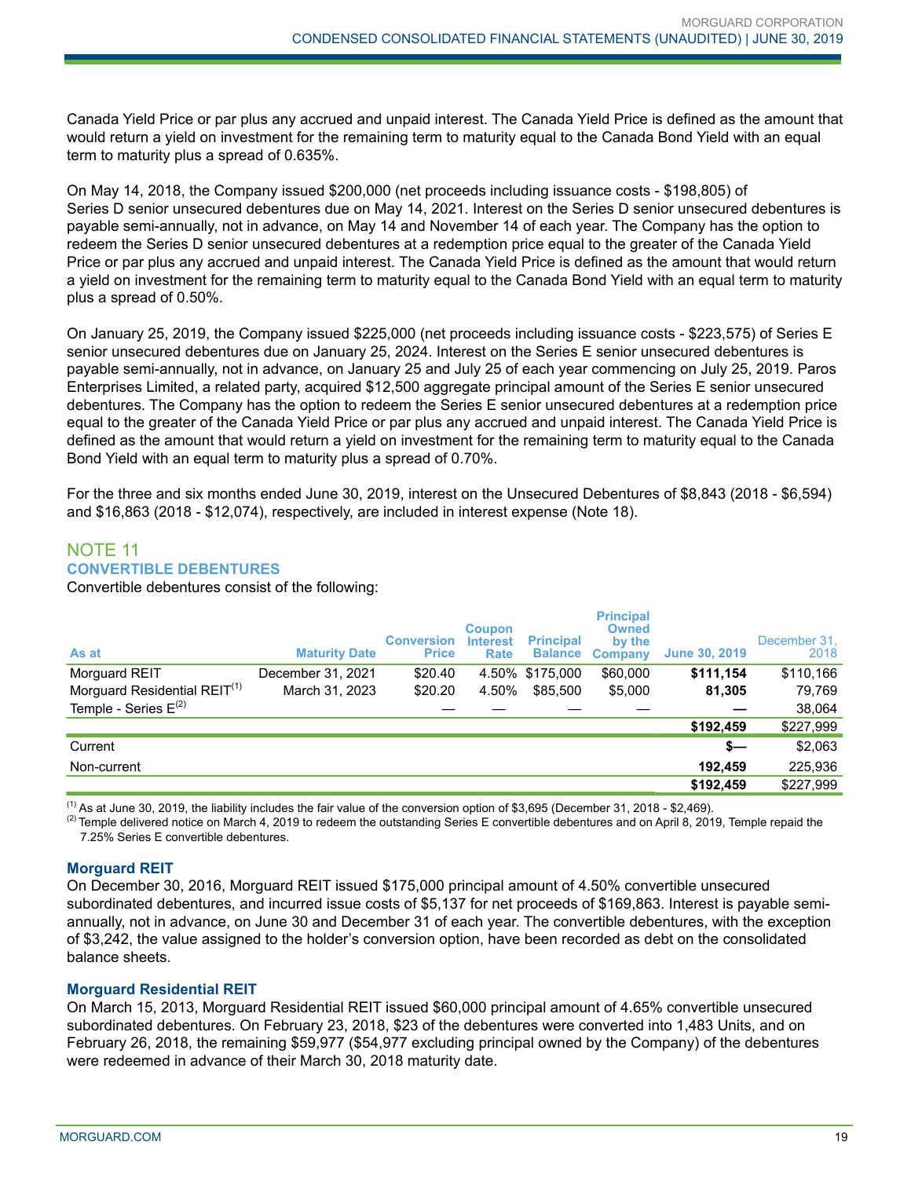Canada Yield Price or par plus any accrued and unpaid interest. The Canada Yield Price is defined as the amount that would return a yield on investment for the remaining term to maturity equal to the Canada Bond Yield with an equal term to maturity plus a spread of 0.635%.

On May 14, 2018, the Company issued $200,000 (net proceeds including issuance costs - $198,805) of Series D senior unsecured debentures due on May 14, 2021. Interest on the Series D senior unsecured debentures is payable semi-annually, not in advance, on May 14 and November 14 of each year. The Company has the option to redeem the Series D senior unsecured debentures at a redemption price equal to the greater of the Canada Yield Price or par plus any accrued and unpaid interest. The Canada Yield Price is defined as the amount that would return a yield on investment for the remaining term to maturity equal to the Canada Bond Yield with an equal term to maturity plus a spread of 0.50%.

On January 25, 2019, the Company issued $225,000 (net proceeds including issuance costs - $223,575) of Series E senior unsecured debentures due on January 25, 2024. Interest on the Series E senior unsecured debentures is payable semi-annually, not in advance, on January 25 and July 25 of each year commencing on July 25, 2019. Paros Enterprises Limited, a related party, acquired $12,500 aggregate principal amount of the Series E senior unsecured debentures. The Company has the option to redeem the Series E senior unsecured debentures at a redemption price equal to the greater of the Canada Yield Price or par plus any accrued and unpaid interest. The Canada Yield Price is defined as the amount that would return a yield on investment for the remaining term to maturity equal to the Canada Bond Yield with an equal term to maturity plus a spread of 0.70%.

For the three and six months ended June 30, 2019, interest on the Unsecured Debentures of $8,843 (2018 - $6,594) and $16,863 (2018 - $12,074), respectively, are included in interest expense (Note 18).

## NOTE 11
### CONVERTIBLE DEBENTURES

Convertible debentures consist of the following:

| As at | Maturity Date | Conversion Price | Coupon Interest Rate | Principal Balance | Principal Owned by the Company | June 30, 2019 | December 31, 2018 |
|---|---|---|---|---|---|---|---|
| Morguard REIT | December 31, 2021 | $20.40 | 4.50% | $175,000 | $60,000 | **$111,154** | $110,166 |
| Morguard Residential REIT[1] | March 31, 2023 | $20.20 | 4.50% | $85,500 | $5,000 | **81,305** | 79,769 |
| Temple - Series E[2] | — | — | — | — | — | **—** | 38,064 |
| | | | | | | **$192,459** | $227,999 |
| Current | | | | | | **$—** | $2,063 |
| Non-current | | | | | | **192,459** | 225,936 |
| | | | | | | **$192,459** | $227,999 |

[1] As at June 30, 2019, the liability includes the fair value of the conversion option of $3,695 (December 31, 2018 - $2,469).

[2] Temple delivered notice on March 4, 2019 to redeem the outstanding Series E convertible debentures and on April 8, 2019, Temple repaid the 7.25% Series E convertible debentures.

**Morguard REIT**

On December 30, 2016, Morguard REIT issued $175,000 principal amount of 4.50% convertible unsecured subordinated debentures, and incurred issue costs of $5,137 for net proceeds of $169,863. Interest is payable semi-annually, not in advance, on June 30 and December 31 of each year. The convertible debentures, with the exception of $3,242, the value assigned to the holder's conversion option, have been recorded as debt on the consolidated balance sheets.

**Morguard Residential REIT**

On March 15, 2013, Morguard Residential REIT issued $60,000 principal amount of 4.65% convertible unsecured subordinated debentures. On February 23, 2018, $23 of the debentures were converted into 1,483 Units, and on February 26, 2018, the remaining $59,977 ($54,977 excluding principal owned by the Company) of the debentures were redeemed in advance of their March 30, 2018 maturity date.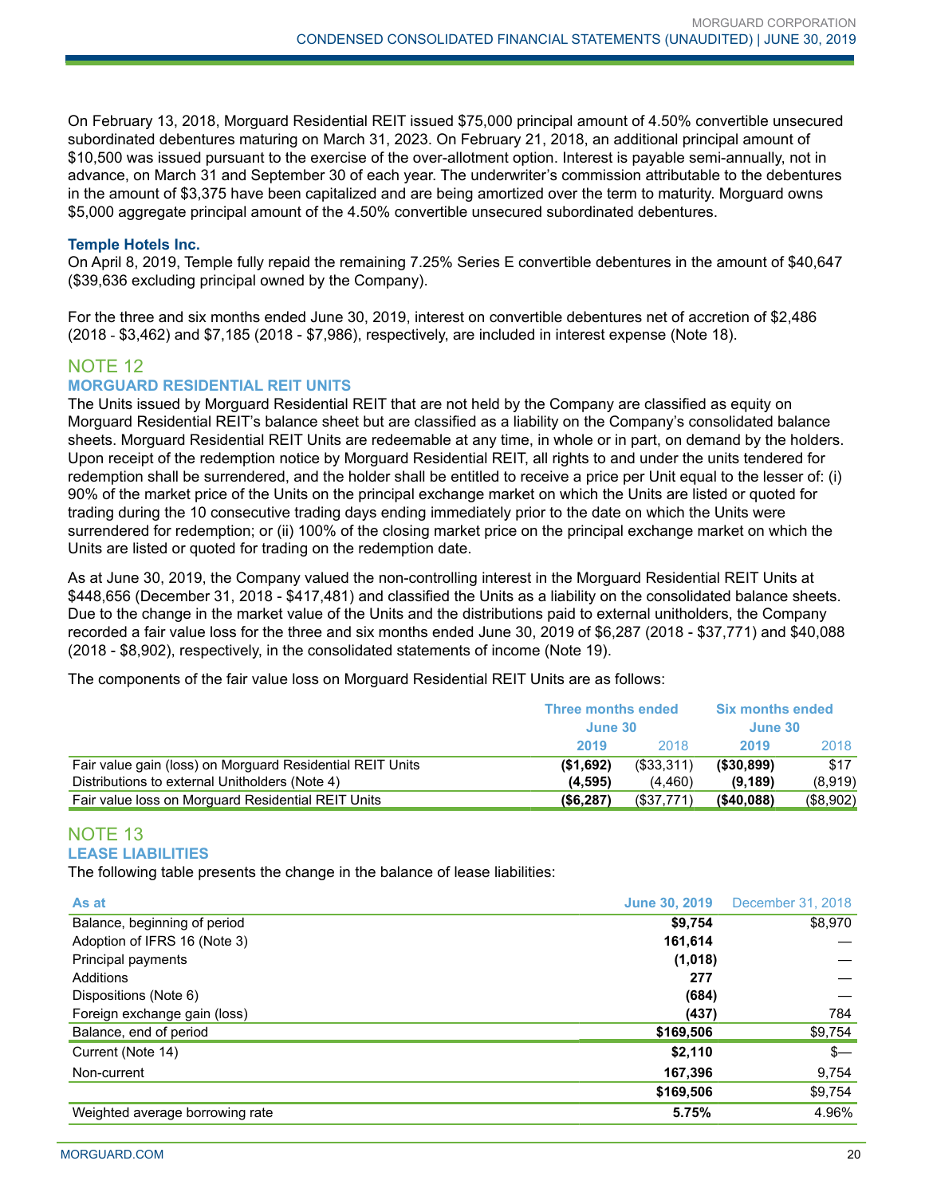On February 13, 2018, Morguard Residential REIT issued $75,000 principal amount of 4.50% convertible unsecured subordinated debentures maturing on March 31, 2023. On February 21, 2018, an additional principal amount of $10,500 was issued pursuant to the exercise of the over-allotment option. Interest is payable semi-annually, not in advance, on March 31 and September 30 of each year. The underwriter's commission attributable to the debentures in the amount of $3,375 have been capitalized and are being amortized over the term to maturity. Morguard owns $5,000 aggregate principal amount of the 4.50% convertible unsecured subordinated debentures.

**Temple Hotels Inc.**

On April 8, 2019, Temple fully repaid the remaining 7.25% Series E convertible debentures in the amount of $40,647 ($39,636 excluding principal owned by the Company).

For the three and six months ended June 30, 2019, interest on convertible debentures net of accretion of $2,486 (2018 - $3,462) and $7,185 (2018 - $7,986), respectively, are included in interest expense (Note 18).

## NOTE 12

### MORGUARD RESIDENTIAL REIT UNITS

The Units issued by Morguard Residential REIT that are not held by the Company are classified as equity on Morguard Residential REIT's balance sheet but are classified as a liability on the Company's consolidated balance sheets. Morguard Residential REIT Units are redeemable at any time, in whole or in part, on demand by the holders. Upon receipt of the redemption notice by Morguard Residential REIT, all rights to and under the units tendered for redemption shall be surrendered, and the holder shall be entitled to receive a price per Unit equal to the lesser of: (i) 90% of the market price of the Units on the principal exchange market on which the Units are listed or quoted for trading during the 10 consecutive trading days ending immediately prior to the date on which the Units were surrendered for redemption; or (ii) 100% of the closing market price on the principal exchange market on which the Units are listed or quoted for trading on the redemption date.

As at June 30, 2019, the Company valued the non-controlling interest in the Morguard Residential REIT Units at $448,656 (December 31, 2018 - $417,481) and classified the Units as a liability on the consolidated balance sheets. Due to the change in the market value of the Units and the distributions paid to external unitholders, the Company recorded a fair value loss for the three and six months ended June 30, 2019 of $6,287 (2018 - $37,771) and $40,088 (2018 - $8,902), respectively, in the consolidated statements of income (Note 19).

The components of the fair value loss on Morguard Residential REIT Units are as follows:

| | Three months ended June 30 | | Six months ended June 30 | |
|---|---|---|---|---|
| | **2019** | 2018 | **2019** | 2018 |
| Fair value gain (loss) on Morguard Residential REIT Units | **($1,692)** | ($33,311) | **($30,899)** | $17 |
| Distributions to external Unitholders (Note 4) | **(4,595)** | (4,460) | **(9,189)** | (8,919) |
| Fair value loss on Morguard Residential REIT Units | **($6,287)** | ($37,771) | **($40,088)** | ($8,902) |

## NOTE 13

### LEASE LIABILITIES

The following table presents the change in the balance of lease liabilities:

| As at | June 30, 2019 | December 31, 2018 |
|---|---|---|
| Balance, beginning of period | **$9,754** | $8,970 |
| Adoption of IFRS 16 (Note 3) | **161,614** | — |
| Principal payments | **(1,018)** | — |
| Additions | **277** | — |
| Dispositions (Note 6) | **(684)** | — |
| Foreign exchange gain (loss) | **(437)** | 784 |
| Balance, end of period | **$169,506** | $9,754 |
| Current (Note 14) | **$2,110** | $— |
| Non-current | **167,396** | 9,754 |
| | **$169,506** | $9,754 |
| Weighted average borrowing rate | **5.75%** | 4.96% |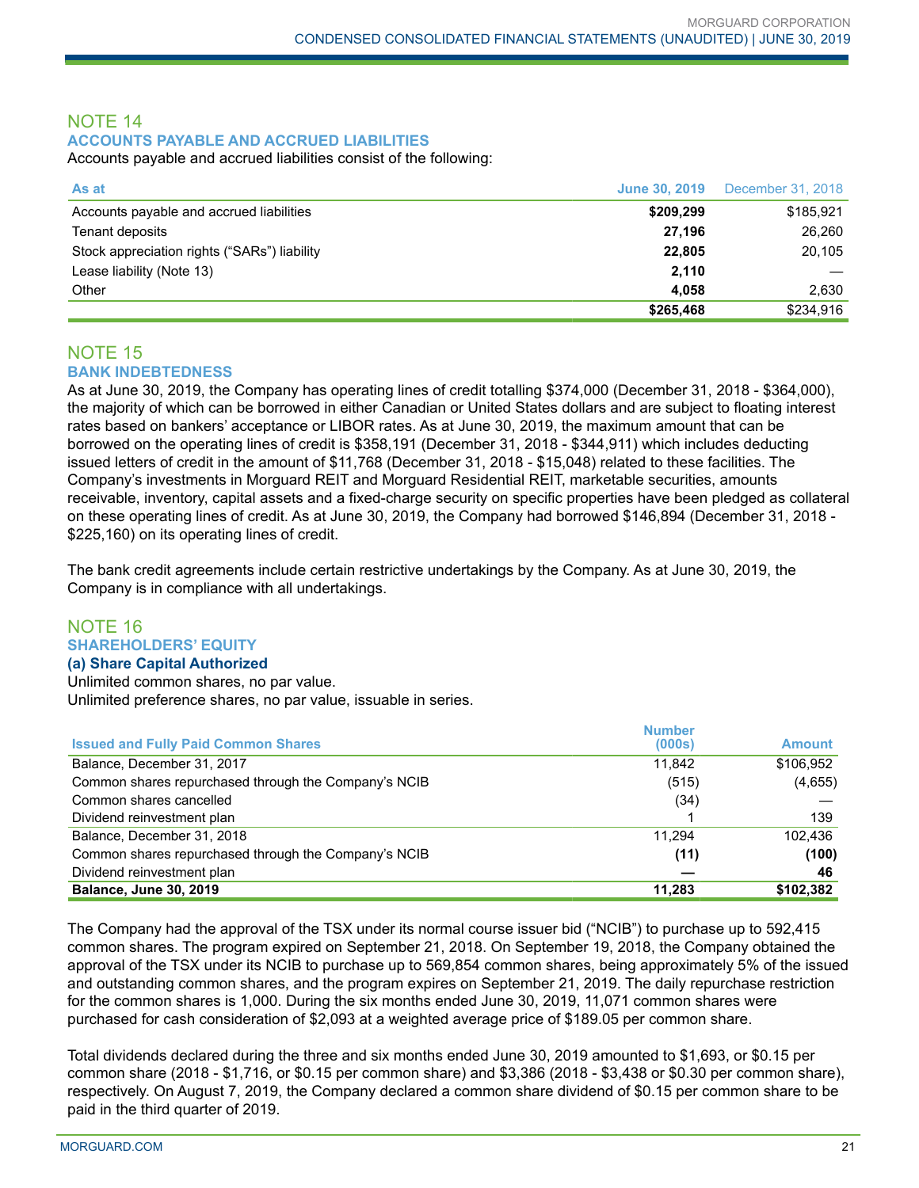## NOTE 14

### ACCOUNTS PAYABLE AND ACCRUED LIABILITIES

Accounts payable and accrued liabilities consist of the following:

| As at | June 30, 2019 | December 31, 2018 |
|---|---|---|
| Accounts payable and accrued liabilities | **$209,299** | $185,921 |
| Tenant deposits | **27,196** | 26,260 |
| Stock appreciation rights ("SARs") liability | **22,805** | 20,105 |
| Lease liability (Note 13) | **2,110** | — |
| Other | **4,058** | 2,630 |
| | **$265,468** | $234,916 |

## NOTE 15

### BANK INDEBTEDNESS

As at June 30, 2019, the Company has operating lines of credit totalling $374,000 (December 31, 2018 - $364,000), the majority of which can be borrowed in either Canadian or United States dollars and are subject to floating interest rates based on bankers' acceptance or LIBOR rates. As at June 30, 2019, the maximum amount that can be borrowed on the operating lines of credit is $358,191 (December 31, 2018 - $344,911) which includes deducting issued letters of credit in the amount of $11,768 (December 31, 2018 - $15,048) related to these facilities. The Company's investments in Morguard REIT and Morguard Residential REIT, marketable securities, amounts receivable, inventory, capital assets and a fixed-charge security on specific properties have been pledged as collateral on these operating lines of credit. As at June 30, 2019, the Company had borrowed $146,894 (December 31, 2018 - $225,160) on its operating lines of credit.

The bank credit agreements include certain restrictive undertakings by the Company. As at June 30, 2019, the Company is in compliance with all undertakings.

## NOTE 16

### SHAREHOLDERS' EQUITY

#### (a) Share Capital Authorized

Unlimited common shares, no par value.
Unlimited preference shares, no par value, issuable in series.

| Issued and Fully Paid Common Shares | Number (000s) | Amount |
|---|---|---|
| Balance, December 31, 2017 | 11,842 | $106,952 |
| Common shares repurchased through the Company's NCIB | (515) | (4,655) |
| Common shares cancelled | (34) | — |
| Dividend reinvestment plan | 1 | 139 |
| Balance, December 31, 2018 | 11,294 | 102,436 |
| Common shares repurchased through the Company's NCIB | **(11)** | **(100)** |
| Dividend reinvestment plan | **—** | **46** |
| **Balance, June 30, 2019** | **11,283** | **$102,382** |

The Company had the approval of the TSX under its normal course issuer bid ("NCIB") to purchase up to 592,415 common shares. The program expired on September 21, 2018. On September 19, 2018, the Company obtained the approval of the TSX under its NCIB to purchase up to 569,854 common shares, being approximately 5% of the issued and outstanding common shares, and the program expires on September 21, 2019. The daily repurchase restriction for the common shares is 1,000. During the six months ended June 30, 2019, 11,071 common shares were purchased for cash consideration of $2,093 at a weighted average price of $189.05 per common share.

Total dividends declared during the three and six months ended June 30, 2019 amounted to $1,693, or $0.15 per common share (2018 - $1,716, or $0.15 per common share) and $3,386 (2018 - $3,438 or $0.30 per common share), respectively. On August 7, 2019, the Company declared a common share dividend of $0.15 per common share to be paid in the third quarter of 2019.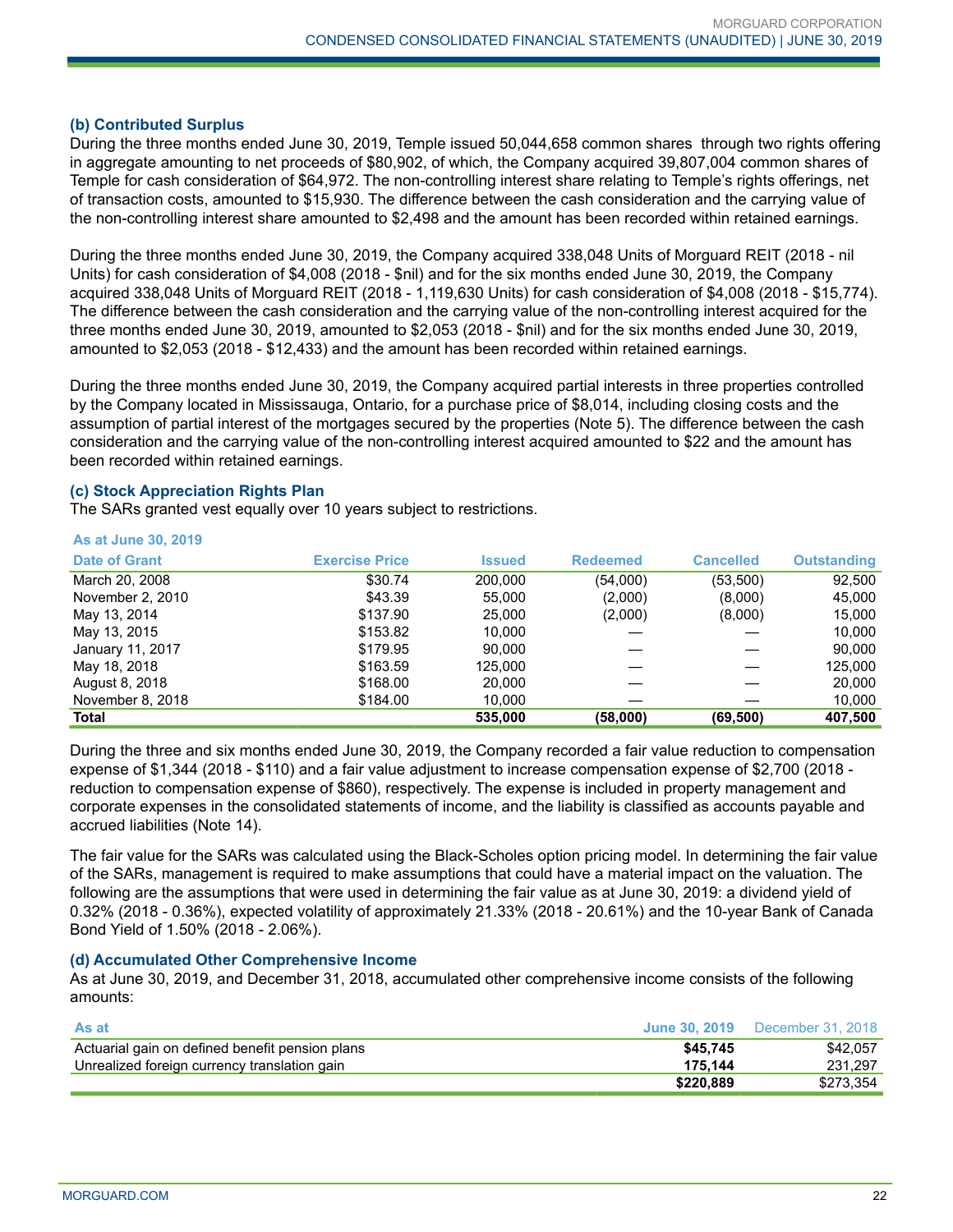### (b) Contributed Surplus

During the three months ended June 30, 2019, Temple issued 50,044,658 common shares through two rights offering in aggregate amounting to net proceeds of $80,902, of which, the Company acquired 39,807,004 common shares of Temple for cash consideration of $64,972. The non-controlling interest share relating to Temple's rights offerings, net of transaction costs, amounted to $15,930. The difference between the cash consideration and the carrying value of the non-controlling interest share amounted to $2,498 and the amount has been recorded within retained earnings.

During the three months ended June 30, 2019, the Company acquired 338,048 Units of Morguard REIT (2018 - nil Units) for cash consideration of $4,008 (2018 - $nil) and for the six months ended June 30, 2019, the Company acquired 338,048 Units of Morguard REIT (2018 - 1,119,630 Units) for cash consideration of $4,008 (2018 - $15,774). The difference between the cash consideration and the carrying value of the non-controlling interest acquired for the three months ended June 30, 2019, amounted to $2,053 (2018 - $nil) and for the six months ended June 30, 2019, amounted to $2,053 (2018 - $12,433) and the amount has been recorded within retained earnings.

During the three months ended June 30, 2019, the Company acquired partial interests in three properties controlled by the Company located in Mississauga, Ontario, for a purchase price of $8,014, including closing costs and the assumption of partial interest of the mortgages secured by the properties (Note 5). The difference between the cash consideration and the carrying value of the non-controlling interest acquired amounted to $22 and the amount has been recorded within retained earnings.

### (c) Stock Appreciation Rights Plan

The SARs granted vest equally over 10 years subject to restrictions.

**As at June 30, 2019**

| Date of Grant | Exercise Price | Issued | Redeemed | Cancelled | Outstanding |
|---|---|---|---|---|---|
| March 20, 2008 | $30.74 | 200,000 | (54,000) | (53,500) | 92,500 |
| November 2, 2010 | $43.39 | 55,000 | (2,000) | (8,000) | 45,000 |
| May 13, 2014 | $137.90 | 25,000 | (2,000) | (8,000) | 15,000 |
| May 13, 2015 | $153.82 | 10,000 | — | — | 10,000 |
| January 11, 2017 | $179.95 | 90,000 | — | — | 90,000 |
| May 18, 2018 | $163.59 | 125,000 | — | — | 125,000 |
| August 8, 2018 | $168.00 | 20,000 | — | — | 20,000 |
| November 8, 2018 | $184.00 | 10,000 | — | — | 10,000 |
| **Total** | | **535,000** | **(58,000)** | **(69,500)** | **407,500** |

During the three and six months ended June 30, 2019, the Company recorded a fair value reduction to compensation expense of $1,344 (2018 - $110) and a fair value adjustment to increase compensation expense of $2,700 (2018 - reduction to compensation expense of $860), respectively. The expense is included in property management and corporate expenses in the consolidated statements of income, and the liability is classified as accounts payable and accrued liabilities (Note 14).

The fair value for the SARs was calculated using the Black-Scholes option pricing model. In determining the fair value of the SARs, management is required to make assumptions that could have a material impact on the valuation. The following are the assumptions that were used in determining the fair value as at June 30, 2019: a dividend yield of 0.32% (2018 - 0.36%), expected volatility of approximately 21.33% (2018 - 20.61%) and the 10-year Bank of Canada Bond Yield of 1.50% (2018 - 2.06%).

### (d) Accumulated Other Comprehensive Income

As at June 30, 2019, and December 31, 2018, accumulated other comprehensive income consists of the following amounts:

| As at | June 30, 2019 | December 31, 2018 |
|---|---|---|
| Actuarial gain on defined benefit pension plans | **$45,745** | $42,057 |
| Unrealized foreign currency translation gain | **175,144** | 231,297 |
| | **$220,889** | $273,354 |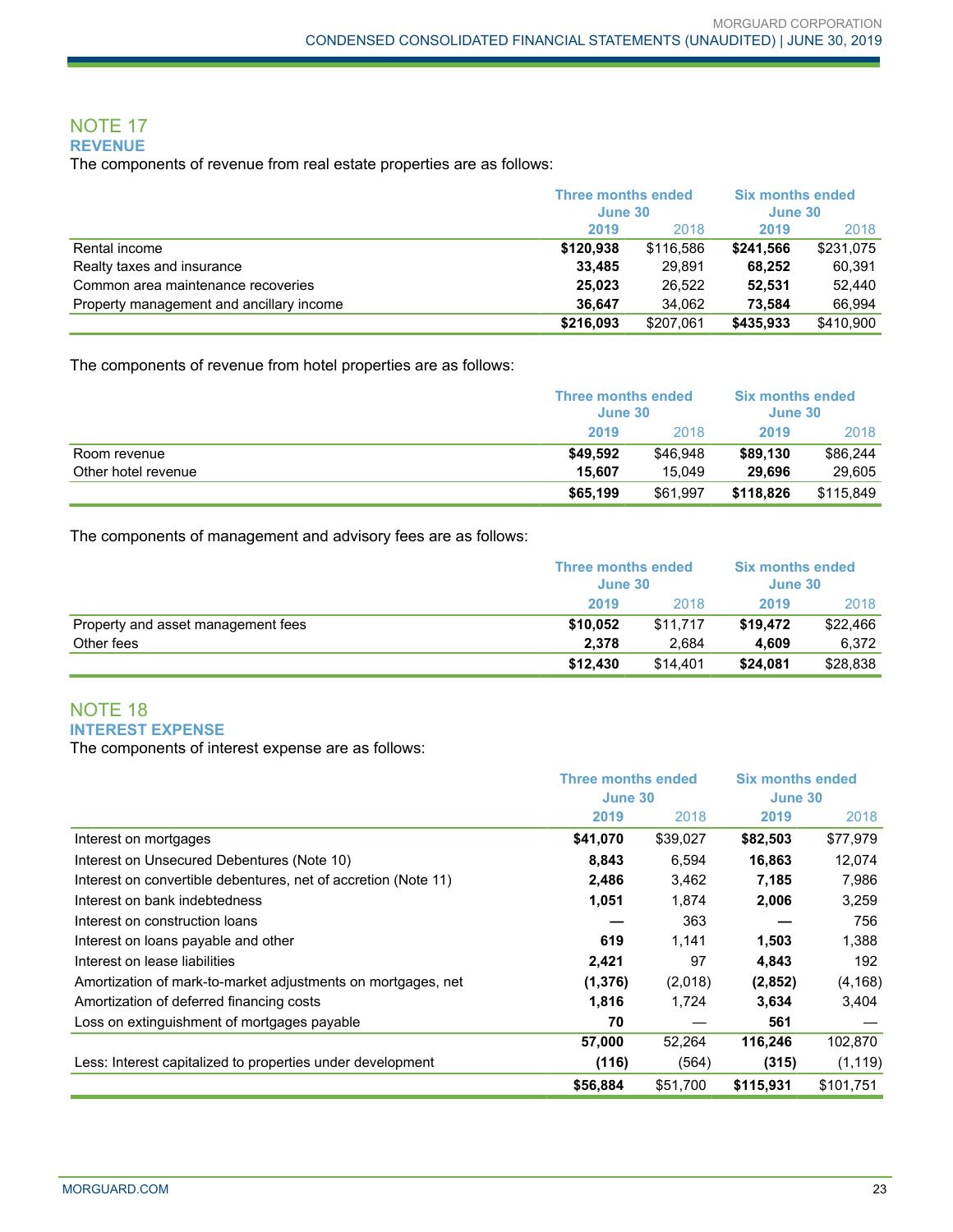## NOTE 17

### REVENUE

The components of revenue from real estate properties are as follows:

| | Three months ended June 30 | | Six months ended June 30 | |
|---|---|---|---|---|
| | **2019** | 2018 | **2019** | 2018 |
| Rental income | **$120,938** | $116,586 | **$241,566** | $231,075 |
| Realty taxes and insurance | **33,485** | 29,891 | **68,252** | 60,391 |
| Common area maintenance recoveries | **25,023** | 26,522 | **52,531** | 52,440 |
| Property management and ancillary income | **36,647** | 34,062 | **73,584** | 66,994 |
| | **$216,093** | $207,061 | **$435,933** | $410,900 |

The components of revenue from hotel properties are as follows:

| | Three months ended June 30 | | Six months ended June 30 | |
|---|---|---|---|---|
| | **2019** | 2018 | **2019** | 2018 |
| Room revenue | **$49,592** | $46,948 | **$89,130** | $86,244 |
| Other hotel revenue | **15,607** | 15,049 | **29,696** | 29,605 |
| | **$65,199** | $61,997 | **$118,826** | $115,849 |

The components of management and advisory fees are as follows:

| | Three months ended June 30 | | Six months ended June 30 | |
|---|---|---|---|---|
| | **2019** | 2018 | **2019** | 2018 |
| Property and asset management fees | **$10,052** | $11,717 | **$19,472** | $22,466 |
| Other fees | **2,378** | 2,684 | **4,609** | 6,372 |
| | **$12,430** | $14,401 | **$24,081** | $28,838 |

## NOTE 18

### INTEREST EXPENSE

The components of interest expense are as follows:

| | Three months ended June 30 | | Six months ended June 30 | |
|---|---|---|---|---|
| | **2019** | 2018 | **2019** | 2018 |
| Interest on mortgages | **$41,070** | $39,027 | **$82,503** | $77,979 |
| Interest on Unsecured Debentures (Note 10) | **8,843** | 6,594 | **16,863** | 12,074 |
| Interest on convertible debentures, net of accretion (Note 11) | **2,486** | 3,462 | **7,185** | 7,986 |
| Interest on bank indebtedness | **1,051** | 1,874 | **2,006** | 3,259 |
| Interest on construction loans | **—** | 363 | **—** | 756 |
| Interest on loans payable and other | **619** | 1,141 | **1,503** | 1,388 |
| Interest on lease liabilities | **2,421** | 97 | **4,843** | 192 |
| Amortization of mark-to-market adjustments on mortgages, net | **(1,376)** | (2,018) | **(2,852)** | (4,168) |
| Amortization of deferred financing costs | **1,816** | 1,724 | **3,634** | 3,404 |
| Loss on extinguishment of mortgages payable | **70** | — | **561** | — |
| | **57,000** | 52,264 | **116,246** | 102,870 |
| Less: Interest capitalized to properties under development | **(116)** | (564) | **(315)** | (1,119) |
| | **$56,884** | $51,700 | **$115,931** | $101,751 |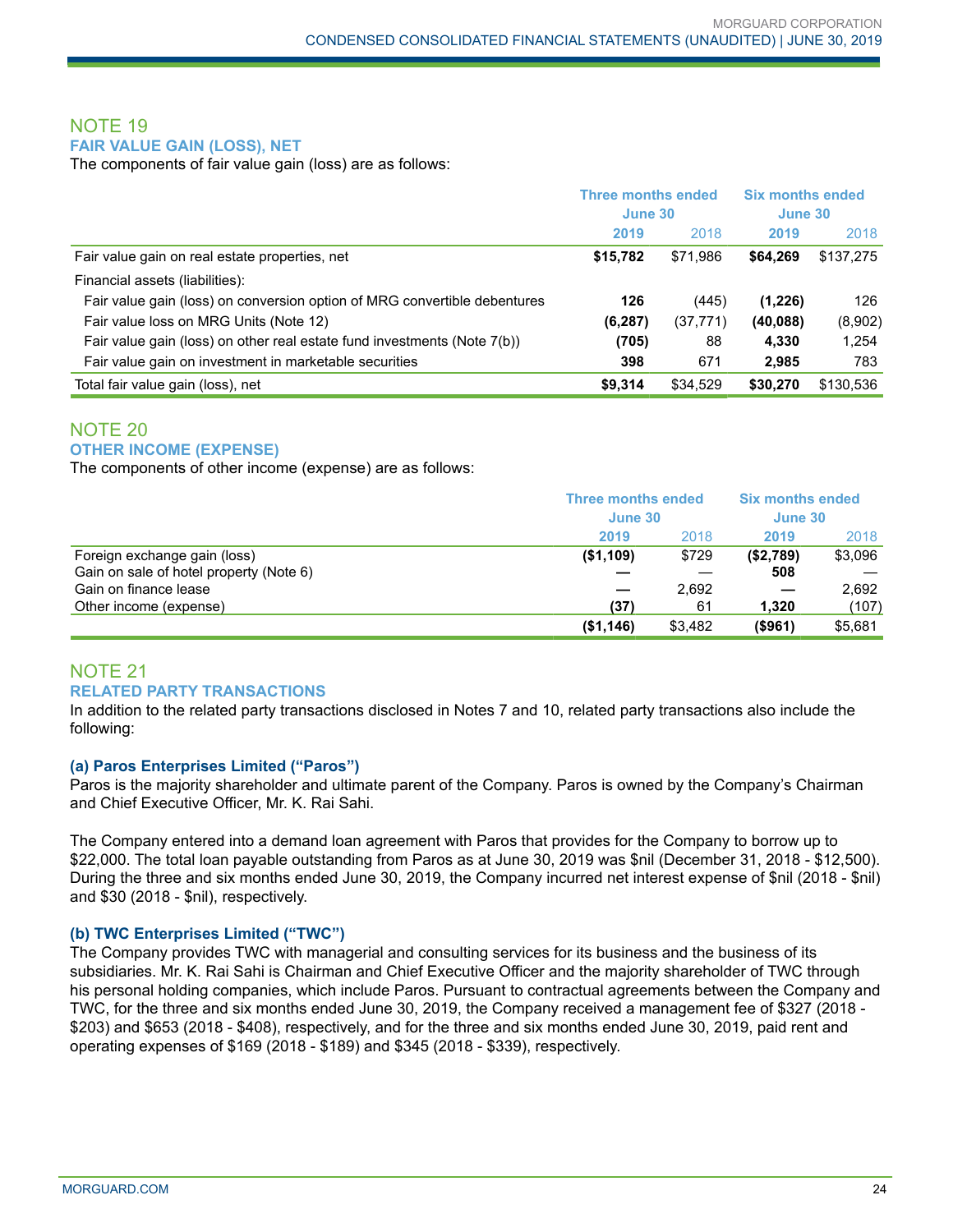## NOTE 19

### FAIR VALUE GAIN (LOSS), NET

The components of fair value gain (loss) are as follows:

| | Three months ended June 30 | | Six months ended June 30 | |
|---|---|---|---|---|
| | **2019** | 2018 | **2019** | 2018 |
| Fair value gain on real estate properties, net | **$15,782** | $71,986 | **$64,269** | $137,275 |
| Financial assets (liabilities): | | | | |
| Fair value gain (loss) on conversion option of MRG convertible debentures | **126** | (445) | **(1,226)** | 126 |
| Fair value loss on MRG Units (Note 12) | **(6,287)** | (37,771) | **(40,088)** | (8,902) |
| Fair value gain (loss) on other real estate fund investments (Note 7(b)) | **(705)** | 88 | **4,330** | 1,254 |
| Fair value gain on investment in marketable securities | **398** | 671 | **2,985** | 783 |
| Total fair value gain (loss), net | **$9,314** | $34,529 | **$30,270** | $130,536 |

## NOTE 20

### OTHER INCOME (EXPENSE)

The components of other income (expense) are as follows:

| | Three months ended June 30 | | Six months ended June 30 | |
|---|---|---|---|---|
| | **2019** | 2018 | **2019** | 2018 |
| Foreign exchange gain (loss) | **($1,109)** | $729 | **($2,789)** | $3,096 |
| Gain on sale of hotel property (Note 6) | **—** | — | **508** | — |
| Gain on finance lease | **—** | 2,692 | **—** | 2,692 |
| Other income (expense) | **(37)** | 61 | **1,320** | (107) |
| | **($1,146)** | $3,482 | **($961)** | $5,681 |

## NOTE 21

### RELATED PARTY TRANSACTIONS

In addition to the related party transactions disclosed in Notes 7 and 10, related party transactions also include the following:

**(a) Paros Enterprises Limited ("Paros")**

Paros is the majority shareholder and ultimate parent of the Company. Paros is owned by the Company's Chairman and Chief Executive Officer, Mr. K. Rai Sahi.

The Company entered into a demand loan agreement with Paros that provides for the Company to borrow up to $22,000. The total loan payable outstanding from Paros as at June 30, 2019 was $nil (December 31, 2018 - $12,500). During the three and six months ended June 30, 2019, the Company incurred net interest expense of $nil (2018 - $nil) and $30 (2018 - $nil), respectively.

**(b) TWC Enterprises Limited ("TWC")**

The Company provides TWC with managerial and consulting services for its business and the business of its subsidiaries. Mr. K. Rai Sahi is Chairman and Chief Executive Officer and the majority shareholder of TWC through his personal holding companies, which include Paros. Pursuant to contractual agreements between the Company and TWC, for the three and six months ended June 30, 2019, the Company received a management fee of $327 (2018 - $203) and $653 (2018 - $408), respectively, and for the three and six months ended June 30, 2019, paid rent and operating expenses of $169 (2018 - $189) and $345 (2018 - $339), respectively.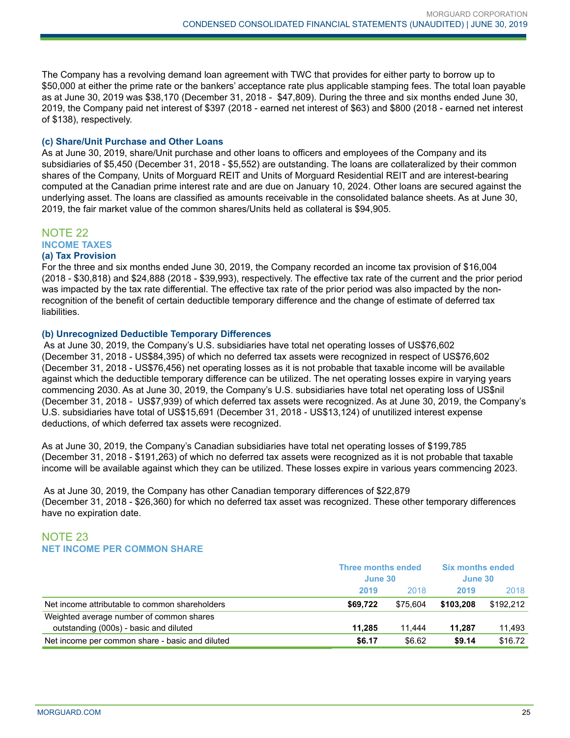The Company has a revolving demand loan agreement with TWC that provides for either party to borrow up to $50,000 at either the prime rate or the bankers' acceptance rate plus applicable stamping fees. The total loan payable as at June 30, 2019 was $38,170 (December 31, 2018 - $47,809). During the three and six months ended June 30, 2019, the Company paid net interest of $397 (2018 - earned net interest of $63) and $800 (2018 - earned net interest of $138), respectively.

### (c) Share/Unit Purchase and Other Loans

As at June 30, 2019, share/Unit purchase and other loans to officers and employees of the Company and its subsidiaries of $5,450 (December 31, 2018 - $5,552) are outstanding. The loans are collateralized by their common shares of the Company, Units of Morguard REIT and Units of Morguard Residential REIT and are interest-bearing computed at the Canadian prime interest rate and are due on January 10, 2024. Other loans are secured against the underlying asset. The loans are classified as amounts receivable in the consolidated balance sheets. As at June 30, 2019, the fair market value of the common shares/Units held as collateral is $94,905.

## NOTE 22
## INCOME TAXES

### (a) Tax Provision

For the three and six months ended June 30, 2019, the Company recorded an income tax provision of $16,004 (2018 - $30,818) and $24,888 (2018 - $39,993), respectively. The effective tax rate of the current and the prior period was impacted by the tax rate differential. The effective tax rate of the prior period was also impacted by the non-recognition of the benefit of certain deductible temporary difference and the change of estimate of deferred tax liabilities.

### (b) Unrecognized Deductible Temporary Differences

As at June 30, 2019, the Company's U.S. subsidiaries have total net operating losses of US$76,602 (December 31, 2018 - US$84,395) of which no deferred tax assets were recognized in respect of US$76,602 (December 31, 2018 - US$76,456) net operating losses as it is not probable that taxable income will be available against which the deductible temporary difference can be utilized. The net operating losses expire in varying years commencing 2030. As at June 30, 2019, the Company's U.S. subsidiaries have total net operating loss of US$nil (December 31, 2018 - US$7,939) of which deferred tax assets were recognized. As at June 30, 2019, the Company's U.S. subsidiaries have total of US$15,691 (December 31, 2018 - US$13,124) of unutilized interest expense deductions, of which deferred tax assets were recognized.

As at June 30, 2019, the Company's Canadian subsidiaries have total net operating losses of $199,785 (December 31, 2018 - $191,263) of which no deferred tax assets were recognized as it is not probable that taxable income will be available against which they can be utilized. These losses expire in various years commencing 2023.

As at June 30, 2019, the Company has other Canadian temporary differences of $22,879 (December 31, 2018 - $26,360) for which no deferred tax asset was recognized. These other temporary differences have no expiration date.

## NOTE 23
## NET INCOME PER COMMON SHARE

| | Three months ended June 30 | | Six months ended June 30 | |
|---|---|---|---|---|
| | **2019** | 2018 | **2019** | 2018 |
| Net income attributable to common shareholders | **$69,722** | $75,604 | **$103,208** | $192,212 |
| Weighted average number of common shares outstanding (000s) - basic and diluted | **11,285** | 11,444 | **11,287** | 11,493 |
| Net income per common share - basic and diluted | **$6.17** | $6.62 | **$9.14** | $16.72 |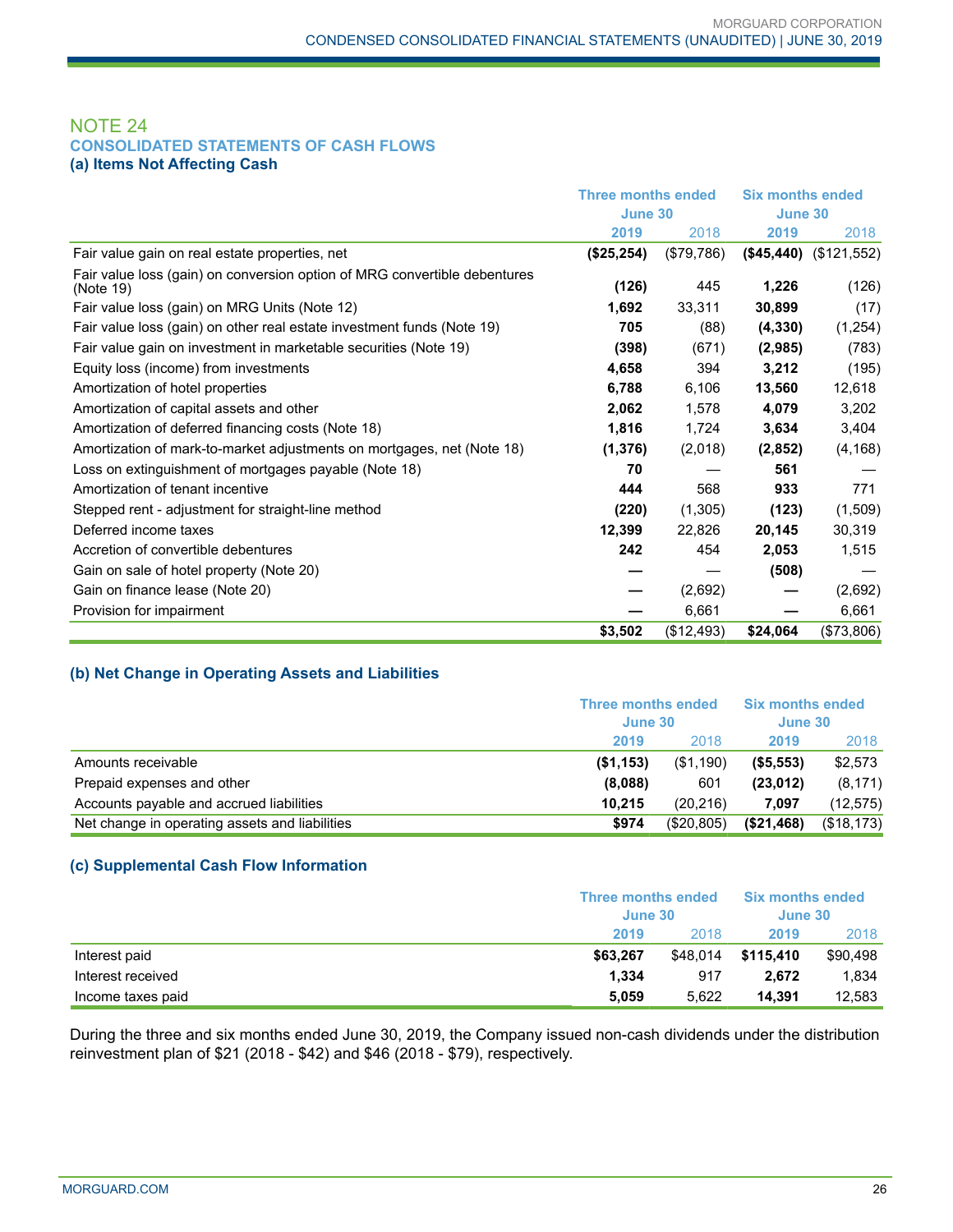## NOTE 24

### CONSOLIDATED STATEMENTS OF CASH FLOWS

#### (a) Items Not Affecting Cash

| | Three months ended June 30 | | Six months ended June 30 | |
|---|---|---|---|---|
| | **2019** | 2018 | **2019** | 2018 |
| Fair value gain on real estate properties, net | **($25,254)** | ($79,786) | **($45,440)** | ($121,552) |
| Fair value loss (gain) on conversion option of MRG convertible debentures (Note 19) | **(126)** | 445 | **1,226** | (126) |
| Fair value loss (gain) on MRG Units (Note 12) | **1,692** | 33,311 | **30,899** | (17) |
| Fair value loss (gain) on other real estate investment funds (Note 19) | **705** | (88) | **(4,330)** | (1,254) |
| Fair value gain on investment in marketable securities (Note 19) | **(398)** | (671) | **(2,985)** | (783) |
| Equity loss (income) from investments | **4,658** | 394 | **3,212** | (195) |
| Amortization of hotel properties | **6,788** | 6,106 | **13,560** | 12,618 |
| Amortization of capital assets and other | **2,062** | 1,578 | **4,079** | 3,202 |
| Amortization of deferred financing costs (Note 18) | **1,816** | 1,724 | **3,634** | 3,404 |
| Amortization of mark-to-market adjustments on mortgages, net (Note 18) | **(1,376)** | (2,018) | **(2,852)** | (4,168) |
| Loss on extinguishment of mortgages payable (Note 18) | **70** | — | **561** | — |
| Amortization of tenant incentive | **444** | 568 | **933** | 771 |
| Stepped rent - adjustment for straight-line method | **(220)** | (1,305) | **(123)** | (1,509) |
| Deferred income taxes | **12,399** | 22,826 | **20,145** | 30,319 |
| Accretion of convertible debentures | **242** | 454 | **2,053** | 1,515 |
| Gain on sale of hotel property (Note 20) | **—** | — | **(508)** | — |
| Gain on finance lease (Note 20) | **—** | (2,692) | **—** | (2,692) |
| Provision for impairment | **—** | 6,661 | **—** | 6,661 |
| | **$3,502** | ($12,493) | **$24,064** | ($73,806) |

#### (b) Net Change in Operating Assets and Liabilities

| | Three months ended June 30 | | Six months ended June 30 | |
|---|---|---|---|---|
| | **2019** | 2018 | **2019** | 2018 |
| Amounts receivable | **($1,153)** | ($1,190) | **($5,553)** | $2,573 |
| Prepaid expenses and other | **(8,088)** | 601 | **(23,012)** | (8,171) |
| Accounts payable and accrued liabilities | **10,215** | (20,216) | **7,097** | (12,575) |
| Net change in operating assets and liabilities | **$974** | ($20,805) | **($21,468)** | ($18,173) |

#### (c) Supplemental Cash Flow Information

| | Three months ended June 30 | | Six months ended June 30 | |
|---|---|---|---|---|
| | **2019** | 2018 | **2019** | 2018 |
| Interest paid | **$63,267** | $48,014 | **$115,410** | $90,498 |
| Interest received | **1,334** | 917 | **2,672** | 1,834 |
| Income taxes paid | **5,059** | 5,622 | **14,391** | 12,583 |

During the three and six months ended June 30, 2019, the Company issued non-cash dividends under the distribution reinvestment plan of $21 (2018 - $42) and $46 (2018 - $79), respectively.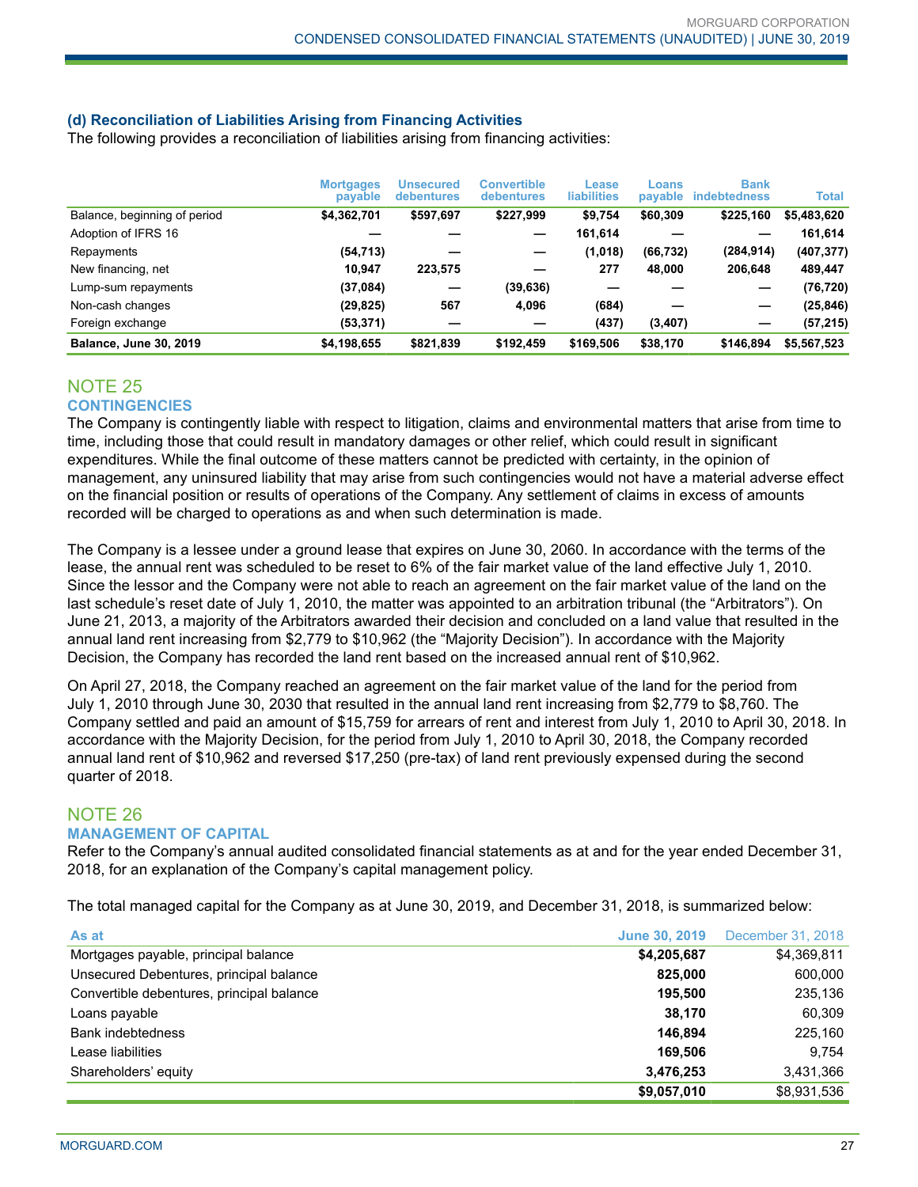### (d) Reconciliation of Liabilities Arising from Financing Activities

The following provides a reconciliation of liabilities arising from financing activities:

| | Mortgages payable | Unsecured debentures | Convertible debentures | Lease liabilities | Loans payable | Bank indebtedness | Total |
|---|---|---|---|---|---|---|---|
| Balance, beginning of period | **$4,362,701** | **$597,697** | **$227,999** | **$9,754** | **$60,309** | **$225,160** | **$5,483,620** |
| Adoption of IFRS 16 | **—** | **—** | **—** | **161,614** | **—** | **—** | **161,614** |
| Repayments | **(54,713)** | **—** | **—** | **(1,018)** | **(66,732)** | **(284,914)** | **(407,377)** |
| New financing, net | **10,947** | **223,575** | **—** | **277** | **48,000** | **206,648** | **489,447** |
| Lump-sum repayments | **(37,084)** | **—** | **(39,636)** | **—** | **—** | **—** | **(76,720)** |
| Non-cash changes | **(29,825)** | **567** | **4,096** | **(684)** | **—** | **—** | **(25,846)** |
| Foreign exchange | **(53,371)** | **—** | **—** | **(437)** | **(3,407)** | **—** | **(57,215)** |
| **Balance, June 30, 2019** | **$4,198,655** | **$821,839** | **$192,459** | **$169,506** | **$38,170** | **$146,894** | **$5,567,523** |

## NOTE 25

### CONTINGENCIES

The Company is contingently liable with respect to litigation, claims and environmental matters that arise from time to time, including those that could result in mandatory damages or other relief, which could result in significant expenditures. While the final outcome of these matters cannot be predicted with certainty, in the opinion of management, any uninsured liability that may arise from such contingencies would not have a material adverse effect on the financial position or results of operations of the Company. Any settlement of claims in excess of amounts recorded will be charged to operations as and when such determination is made.

The Company is a lessee under a ground lease that expires on June 30, 2060. In accordance with the terms of the lease, the annual rent was scheduled to be reset to 6% of the fair market value of the land effective July 1, 2010. Since the lessor and the Company were not able to reach an agreement on the fair market value of the land on the last schedule's reset date of July 1, 2010, the matter was appointed to an arbitration tribunal (the "Arbitrators"). On June 21, 2013, a majority of the Arbitrators awarded their decision and concluded on a land value that resulted in the annual land rent increasing from $2,779 to $10,962 (the "Majority Decision"). In accordance with the Majority Decision, the Company has recorded the land rent based on the increased annual rent of $10,962.

On April 27, 2018, the Company reached an agreement on the fair market value of the land for the period from July 1, 2010 through June 30, 2030 that resulted in the annual land rent increasing from $2,779 to $8,760. The Company settled and paid an amount of $15,759 for arrears of rent and interest from July 1, 2010 to April 30, 2018. In accordance with the Majority Decision, for the period from July 1, 2010 to April 30, 2018, the Company recorded annual land rent of $10,962 and reversed $17,250 (pre-tax) of land rent previously expensed during the second quarter of 2018.

## NOTE 26

### MANAGEMENT OF CAPITAL

Refer to the Company's annual audited consolidated financial statements as at and for the year ended December 31, 2018, for an explanation of the Company's capital management policy.

The total managed capital for the Company as at June 30, 2019, and December 31, 2018, is summarized below:

| As at | June 30, 2019 | December 31, 2018 |
|---|---|---|
| Mortgages payable, principal balance | **$4,205,687** | $4,369,811 |
| Unsecured Debentures, principal balance | **825,000** | 600,000 |
| Convertible debentures, principal balance | **195,500** | 235,136 |
| Loans payable | **38,170** | 60,309 |
| Bank indebtedness | **146,894** | 225,160 |
| Lease liabilities | **169,506** | 9,754 |
| Shareholders' equity | **3,476,253** | 3,431,366 |
| | **$9,057,010** | $8,931,536 |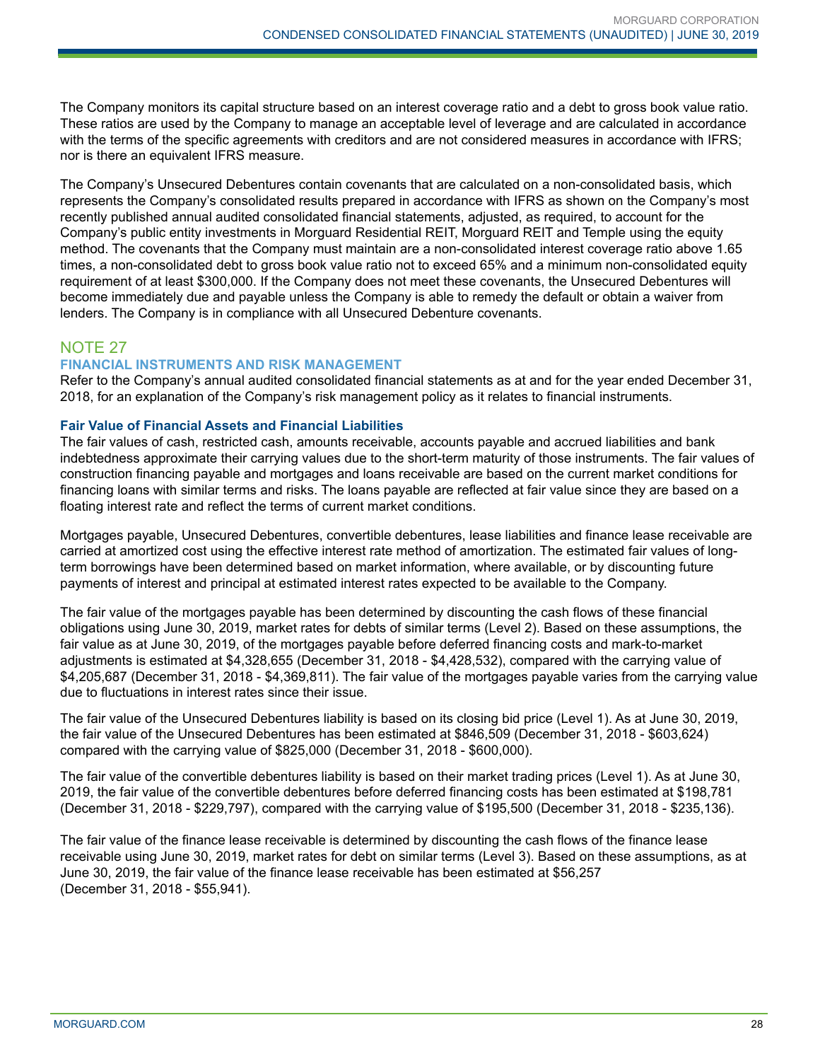The Company monitors its capital structure based on an interest coverage ratio and a debt to gross book value ratio. These ratios are used by the Company to manage an acceptable level of leverage and are calculated in accordance with the terms of the specific agreements with creditors and are not considered measures in accordance with IFRS; nor is there an equivalent IFRS measure.

The Company's Unsecured Debentures contain covenants that are calculated on a non-consolidated basis, which represents the Company's consolidated results prepared in accordance with IFRS as shown on the Company's most recently published annual audited consolidated financial statements, adjusted, as required, to account for the Company's public entity investments in Morguard Residential REIT, Morguard REIT and Temple using the equity method. The covenants that the Company must maintain are a non-consolidated interest coverage ratio above 1.65 times, a non-consolidated debt to gross book value ratio not to exceed 65% and a minimum non-consolidated equity requirement of at least $300,000. If the Company does not meet these covenants, the Unsecured Debentures will become immediately due and payable unless the Company is able to remedy the default or obtain a waiver from lenders. The Company is in compliance with all Unsecured Debenture covenants.

## NOTE 27

### FINANCIAL INSTRUMENTS AND RISK MANAGEMENT

Refer to the Company's annual audited consolidated financial statements as at and for the year ended December 31, 2018, for an explanation of the Company's risk management policy as it relates to financial instruments.

#### Fair Value of Financial Assets and Financial Liabilities

The fair values of cash, restricted cash, amounts receivable, accounts payable and accrued liabilities and bank indebtedness approximate their carrying values due to the short-term maturity of those instruments. The fair values of construction financing payable and mortgages and loans receivable are based on the current market conditions for financing loans with similar terms and risks. The loans payable are reflected at fair value since they are based on a floating interest rate and reflect the terms of current market conditions.

Mortgages payable, Unsecured Debentures, convertible debentures, lease liabilities and finance lease receivable are carried at amortized cost using the effective interest rate method of amortization. The estimated fair values of long-term borrowings have been determined based on market information, where available, or by discounting future payments of interest and principal at estimated interest rates expected to be available to the Company.

The fair value of the mortgages payable has been determined by discounting the cash flows of these financial obligations using June 30, 2019, market rates for debts of similar terms (Level 2). Based on these assumptions, the fair value as at June 30, 2019, of the mortgages payable before deferred financing costs and mark-to-market adjustments is estimated at $4,328,655 (December 31, 2018 - $4,428,532), compared with the carrying value of $4,205,687 (December 31, 2018 - $4,369,811). The fair value of the mortgages payable varies from the carrying value due to fluctuations in interest rates since their issue.

The fair value of the Unsecured Debentures liability is based on its closing bid price (Level 1). As at June 30, 2019, the fair value of the Unsecured Debentures has been estimated at $846,509 (December 31, 2018 - $603,624) compared with the carrying value of $825,000 (December 31, 2018 - $600,000).

The fair value of the convertible debentures liability is based on their market trading prices (Level 1). As at June 30, 2019, the fair value of the convertible debentures before deferred financing costs has been estimated at $198,781 (December 31, 2018 - $229,797), compared with the carrying value of $195,500 (December 31, 2018 - $235,136).

The fair value of the finance lease receivable is determined by discounting the cash flows of the finance lease receivable using June 30, 2019, market rates for debt on similar terms (Level 3). Based on these assumptions, as at June 30, 2019, the fair value of the finance lease receivable has been estimated at $56,257 (December 31, 2018 - $55,941).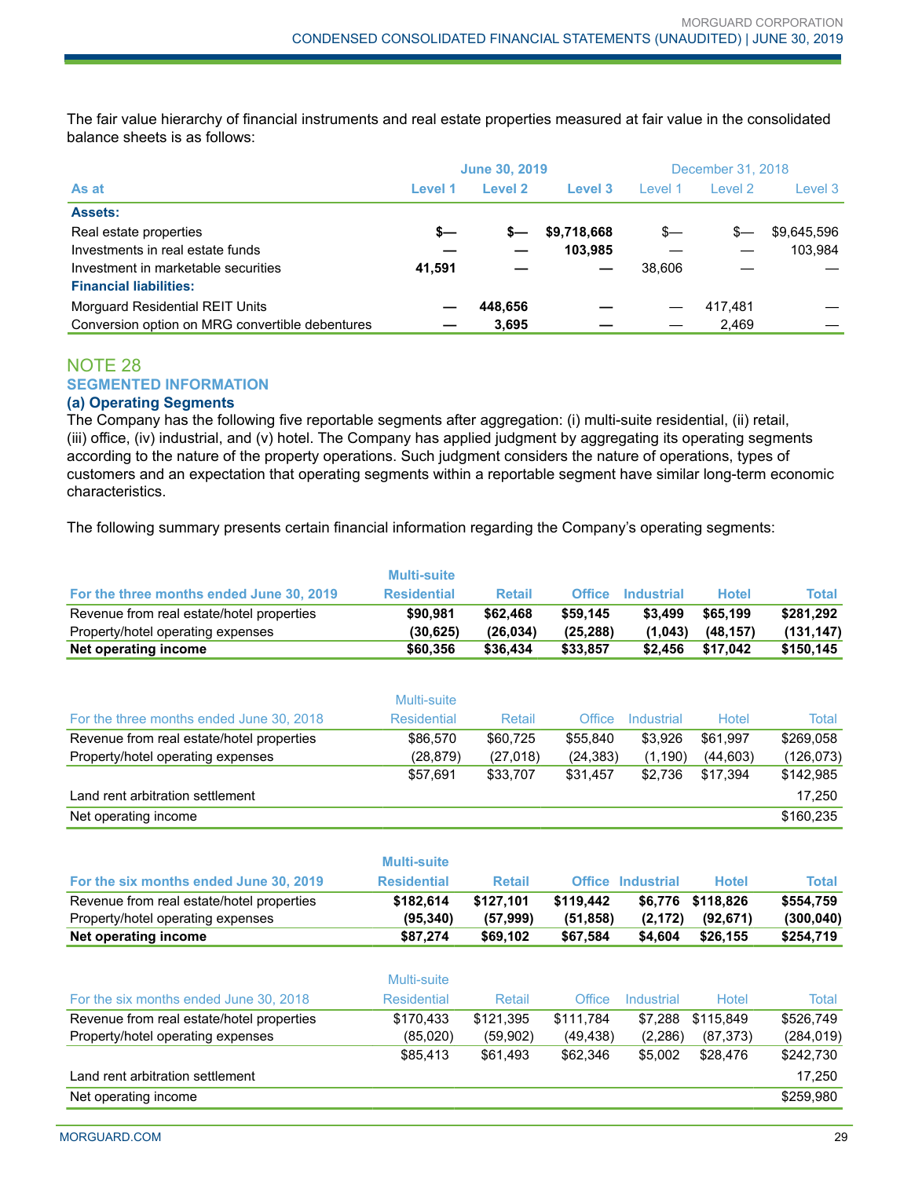The fair value hierarchy of financial instruments and real estate properties measured at fair value in the consolidated balance sheets is as follows:

| As at | June 30, 2019 Level 1 | June 30, 2019 Level 2 | June 30, 2019 Level 3 | December 31, 2018 Level 1 | December 31, 2018 Level 2 | December 31, 2018 Level 3 |
|---|---|---|---|---|---|---|
| **Assets:** | | | | | | |
| Real estate properties | **$—** | **$—** | **$9,718,668** | $— | $— | $9,645,596 |
| Investments in real estate funds | **—** | **—** | **103,985** | — | — | 103,984 |
| Investment in marketable securities | **41,591** | **—** | **—** | 38,606 | — | — |
| **Financial liabilities:** | | | | | | |
| Morguard Residential REIT Units | **—** | **448,656** | **—** | — | 417,481 | — |
| Conversion option on MRG convertible debentures | **—** | **3,695** | **—** | — | 2,469 | — |

## NOTE 28

### SEGMENTED INFORMATION

#### (a) Operating Segments

The Company has the following five reportable segments after aggregation: (i) multi-suite residential, (ii) retail, (iii) office, (iv) industrial, and (v) hotel. The Company has applied judgment by aggregating its operating segments according to the nature of the property operations. Such judgment considers the nature of operations, types of customers and an expectation that operating segments within a reportable segment have similar long-term economic characteristics.

The following summary presents certain financial information regarding the Company's operating segments:

| For the three months ended June 30, 2019 | Multi-suite Residential | Retail | Office | Industrial | Hotel | Total |
|---|---|---|---|---|---|---|
| Revenue from real estate/hotel properties | **$90,981** | **$62,468** | **$59,145** | **$3,499** | **$65,199** | **$281,292** |
| Property/hotel operating expenses | **(30,625)** | **(26,034)** | **(25,288)** | **(1,043)** | **(48,157)** | **(131,147)** |
| **Net operating income** | **$60,356** | **$36,434** | **$33,857** | **$2,456** | **$17,042** | **$150,145** |

| For the three months ended June 30, 2018 | Multi-suite Residential | Retail | Office | Industrial | Hotel | Total |
|---|---|---|---|---|---|---|
| Revenue from real estate/hotel properties | $86,570 | $60,725 | $55,840 | $3,926 | $61,997 | $269,058 |
| Property/hotel operating expenses | (28,879) | (27,018) | (24,383) | (1,190) | (44,603) | (126,073) |
| | $57,691 | $33,707 | $31,457 | $2,736 | $17,394 | $142,985 |
| Land rent arbitration settlement | | | | | | 17,250 |
| Net operating income | | | | | | $160,235 |

| For the six months ended June 30, 2019 | Multi-suite Residential | Retail | Office | Industrial | Hotel | Total |
|---|---|---|---|---|---|---|
| Revenue from real estate/hotel properties | **$182,614** | **$127,101** | **$119,442** | **$6,776** | **$118,826** | **$554,759** |
| Property/hotel operating expenses | **(95,340)** | **(57,999)** | **(51,858)** | **(2,172)** | **(92,671)** | **(300,040)** |
| **Net operating income** | **$87,274** | **$69,102** | **$67,584** | **$4,604** | **$26,155** | **$254,719** |

| For the six months ended June 30, 2018 | Multi-suite Residential | Retail | Office | Industrial | Hotel | Total |
|---|---|---|---|---|---|---|
| Revenue from real estate/hotel properties | $170,433 | $121,395 | $111,784 | $7,288 | $115,849 | $526,749 |
| Property/hotel operating expenses | (85,020) | (59,902) | (49,438) | (2,286) | (87,373) | (284,019) |
| | $85,413 | $61,493 | $62,346 | $5,002 | $28,476 | $242,730 |
| Land rent arbitration settlement | | | | | | 17,250 |
| Net operating income | | | | | | $259,980 |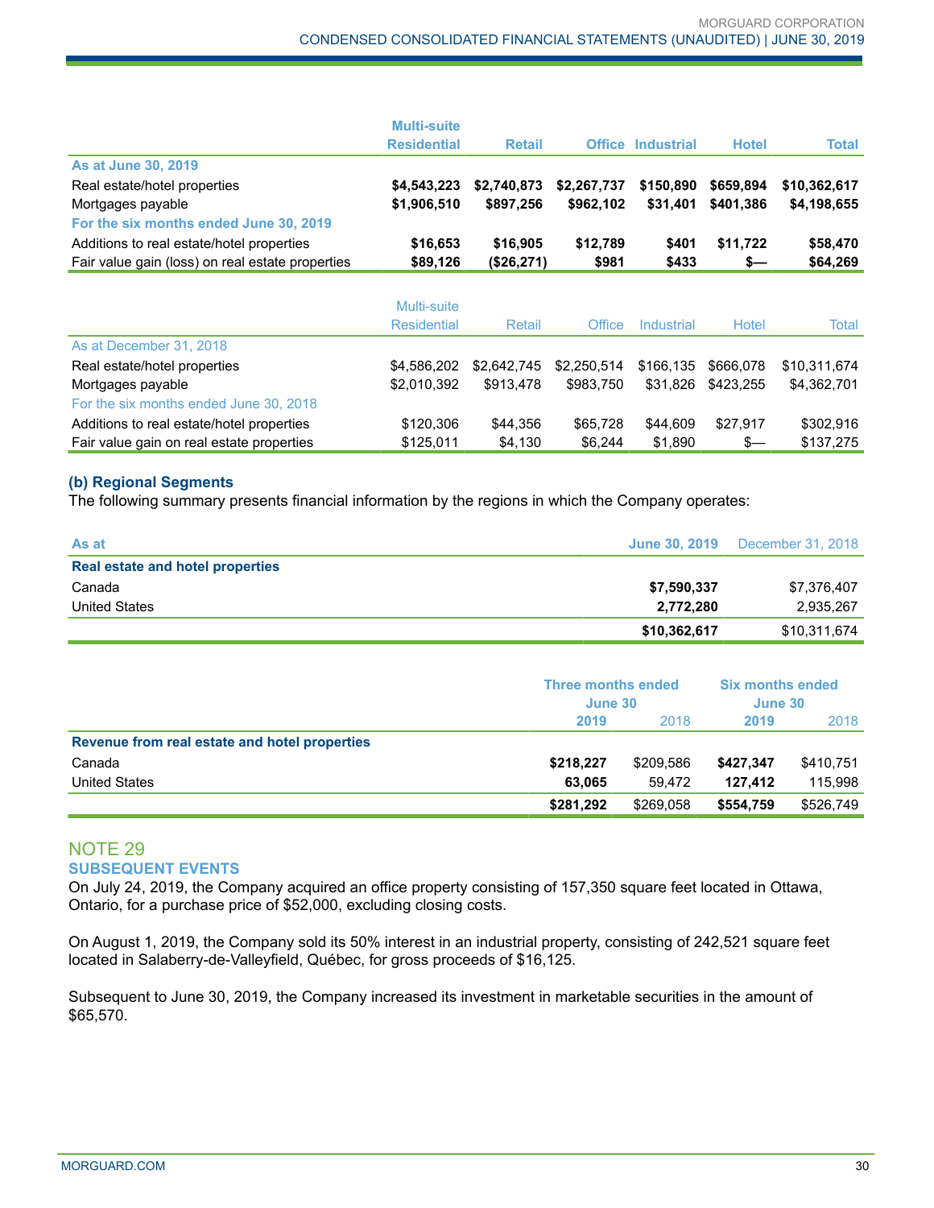| | Multi-suite Residential | Retail | Office | Industrial | Hotel | Total |
|---|---|---|---|---|---|---|
| **As at June 30, 2019** | | | | | | |
| Real estate/hotel properties | **$4,543,223** | **$2,740,873** | **$2,267,737** | **$150,890** | **$659,894** | **$10,362,617** |
| Mortgages payable | **$1,906,510** | **$897,256** | **$962,102** | **$31,401** | **$401,386** | **$4,198,655** |
| **For the six months ended June 30, 2019** | | | | | | |
| Additions to real estate/hotel properties | **$16,653** | **$16,905** | **$12,789** | **$401** | **$11,722** | **$58,470** |
| Fair value gain (loss) on real estate properties | **$89,126** | **($26,271)** | **$981** | **$433** | **$—** | **$64,269** |

| | Multi-suite Residential | Retail | Office | Industrial | Hotel | Total |
|---|---|---|---|---|---|---|
| As at December 31, 2018 | | | | | | |
| Real estate/hotel properties | $4,586,202 | $2,642,745 | $2,250,514 | $166,135 | $666,078 | $10,311,674 |
| Mortgages payable | $2,010,392 | $913,478 | $983,750 | $31,826 | $423,255 | $4,362,701 |
| For the six months ended June 30, 2018 | | | | | | |
| Additions to real estate/hotel properties | $120,306 | $44,356 | $65,728 | $44,609 | $27,917 | $302,916 |
| Fair value gain on real estate properties | $125,011 | $4,130 | $6,244 | $1,890 | $— | $137,275 |

### (b) Regional Segments

The following summary presents financial information by the regions in which the Company operates:

| As at | June 30, 2019 | December 31, 2018 |
|---|---|---|
| **Real estate and hotel properties** | | |
| Canada | **$7,590,337** | $7,376,407 |
| United States | **2,772,280** | 2,935,267 |
| | **$10,362,617** | $10,311,674 |

| | Three months ended June 30 | | Six months ended June 30 | |
|---|---|---|---|---|
| | 2019 | 2018 | 2019 | 2018 |
| **Revenue from real estate and hotel properties** | | | | |
| Canada | **$218,227** | $209,586 | **$427,347** | $410,751 |
| United States | **63,065** | 59,472 | **127,412** | 115,998 |
| | **$281,292** | $269,058 | **$554,759** | $526,749 |

## NOTE 29

### SUBSEQUENT EVENTS

On July 24, 2019, the Company acquired an office property consisting of 157,350 square feet located in Ottawa, Ontario, for a purchase price of $52,000, excluding closing costs.

On August 1, 2019, the Company sold its 50% interest in an industrial property, consisting of 242,521 square feet located in Salaberry-de-Valleyfield, Québec, for gross proceeds of $16,125.

Subsequent to June 30, 2019, the Company increased its investment in marketable securities in the amount of $65,570.